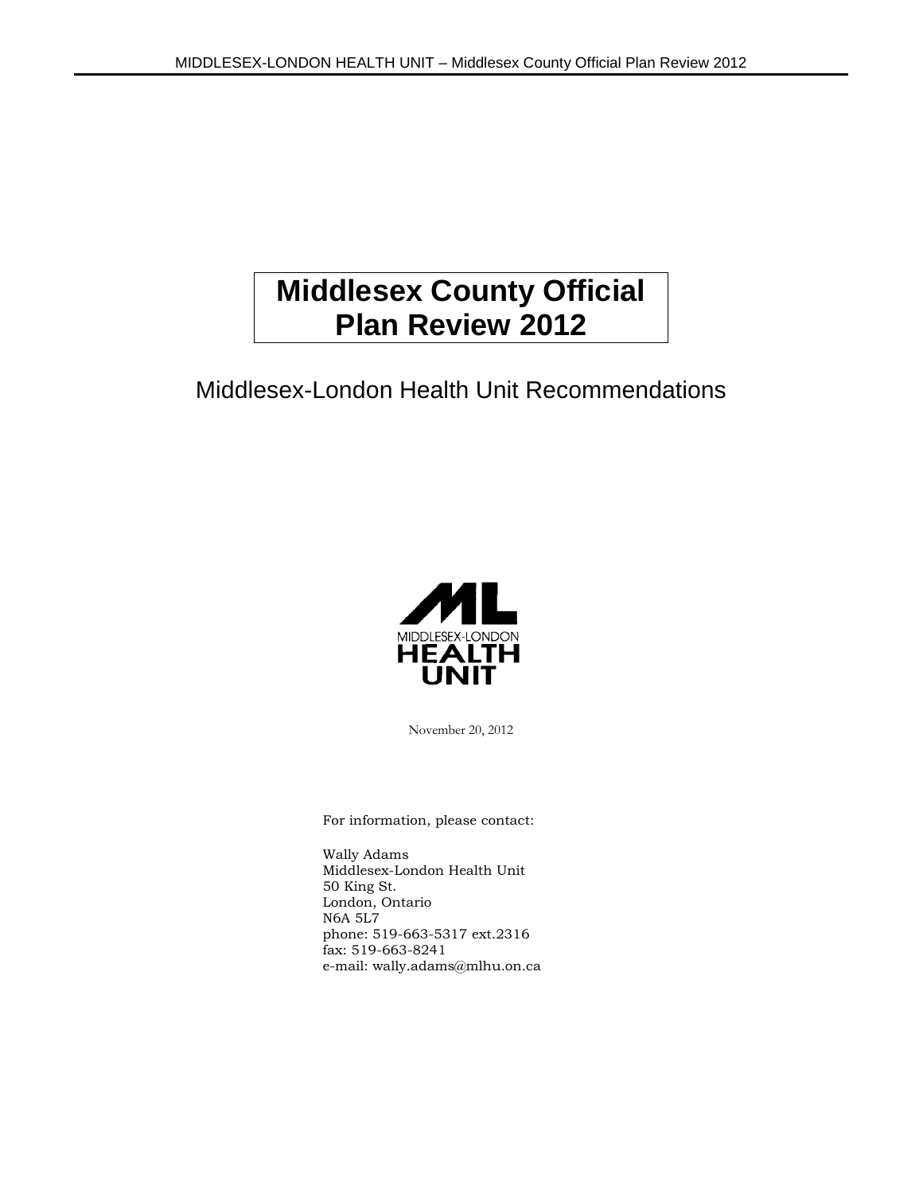# Middlesex County Official Plan Review 2012

## Middlesex-London Health Unit Recommendations

MIDDLESEX-LONDON HEALTH UNIT

November 20, 2012

For information, please contact:

Wally Adams
Middlesex-London Health Unit
50 King St.
London, Ontario
N6A 5L7
phone: 519-663-5317 ext.2316
fax: 519-663-8241
e-mail: wally.adams@mlhu.on.ca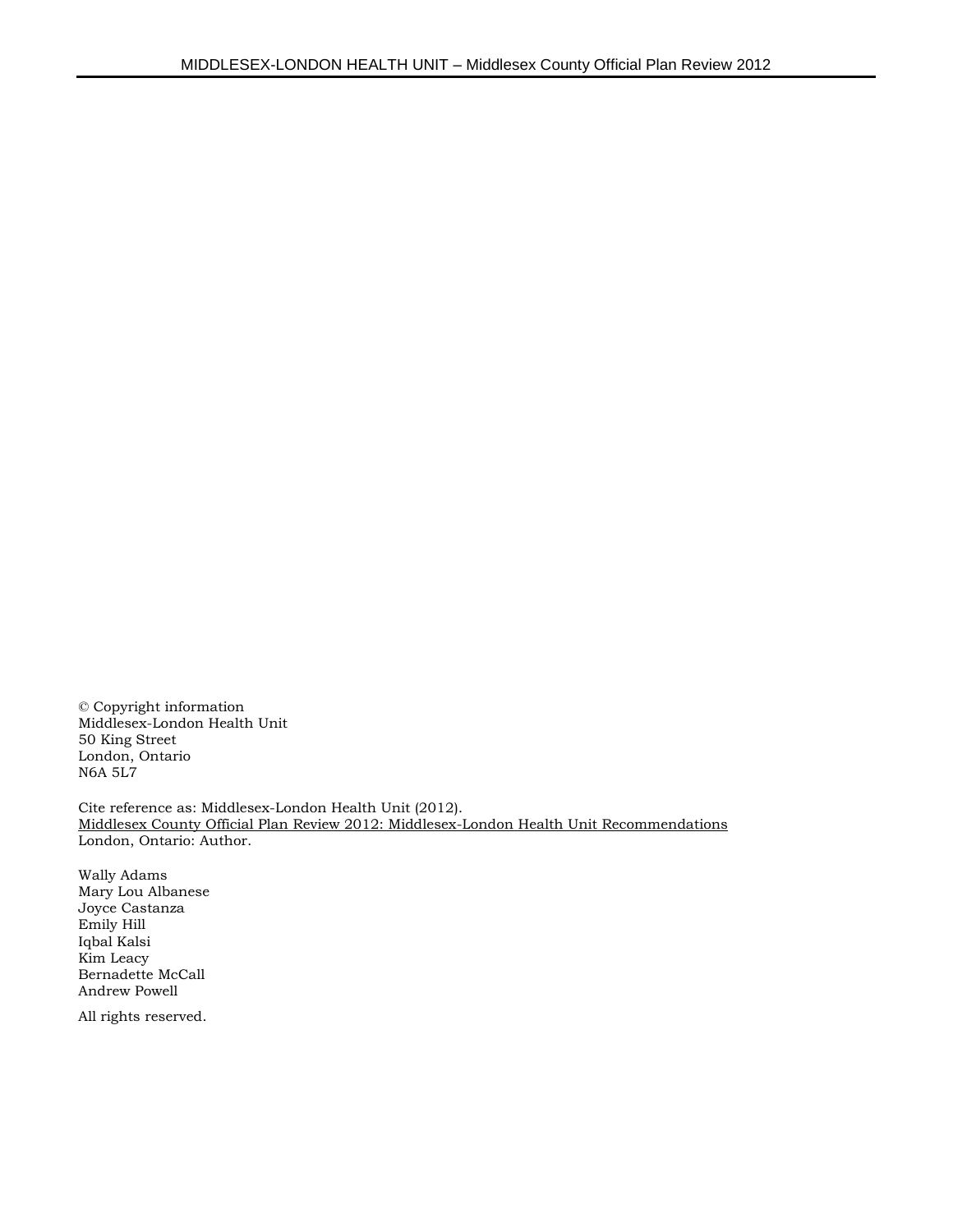© Copyright information
Middlesex-London Health Unit
50 King Street
London, Ontario
N6A 5L7

Cite reference as: Middlesex-London Health Unit (2012).
Middlesex County Official Plan Review 2012: Middlesex-London Health Unit Recommendations
London, Ontario: Author.

Wally Adams
Mary Lou Albanese
Joyce Castanza
Emily Hill
Iqbal Kalsi
Kim Leacy
Bernadette McCall
Andrew Powell

All rights reserved.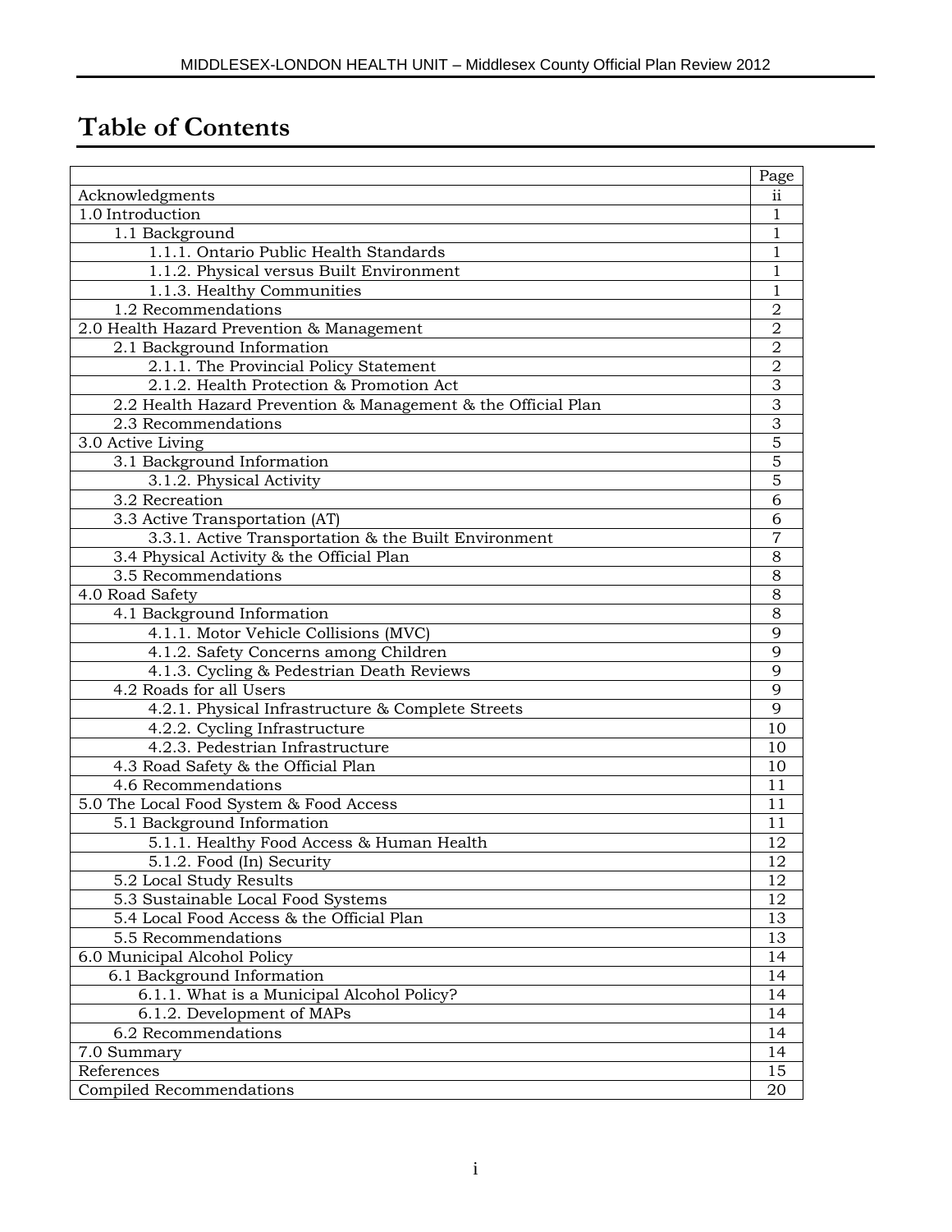# Table of Contents

| | Page |
|---|---|
| Acknowledgments | ii |
| 1.0 Introduction | 1 |
| 1.1 Background | 1 |
| 1.1.1. Ontario Public Health Standards | 1 |
| 1.1.2. Physical versus Built Environment | 1 |
| 1.1.3. Healthy Communities | 1 |
| 1.2 Recommendations | 2 |
| 2.0 Health Hazard Prevention & Management | 2 |
| 2.1 Background Information | 2 |
| 2.1.1. The Provincial Policy Statement | 2 |
| 2.1.2. Health Protection & Promotion Act | 3 |
| 2.2 Health Hazard Prevention & Management & the Official Plan | 3 |
| 2.3 Recommendations | 3 |
| 3.0 Active Living | 5 |
| 3.1 Background Information | 5 |
| 3.1.2. Physical Activity | 5 |
| 3.2 Recreation | 6 |
| 3.3 Active Transportation (AT) | 6 |
| 3.3.1. Active Transportation & the Built Environment | 7 |
| 3.4 Physical Activity & the Official Plan | 8 |
| 3.5 Recommendations | 8 |
| 4.0 Road Safety | 8 |
| 4.1 Background Information | 8 |
| 4.1.1. Motor Vehicle Collisions (MVC) | 9 |
| 4.1.2. Safety Concerns among Children | 9 |
| 4.1.3. Cycling & Pedestrian Death Reviews | 9 |
| 4.2 Roads for all Users | 9 |
| 4.2.1. Physical Infrastructure & Complete Streets | 9 |
| 4.2.2. Cycling Infrastructure | 10 |
| 4.2.3. Pedestrian Infrastructure | 10 |
| 4.3 Road Safety & the Official Plan | 10 |
| 4.6 Recommendations | 11 |
| 5.0 The Local Food System & Food Access | 11 |
| 5.1 Background Information | 11 |
| 5.1.1. Healthy Food Access & Human Health | 12 |
| 5.1.2. Food (In) Security | 12 |
| 5.2 Local Study Results | 12 |
| 5.3 Sustainable Local Food Systems | 12 |
| 5.4 Local Food Access & the Official Plan | 13 |
| 5.5 Recommendations | 13 |
| 6.0 Municipal Alcohol Policy | 14 |
| 6.1 Background Information | 14 |
| 6.1.1. What is a Municipal Alcohol Policy? | 14 |
| 6.1.2. Development of MAPs | 14 |
| 6.2 Recommendations | 14 |
| 7.0 Summary | 14 |
| References | 15 |
| Compiled Recommendations | 20 |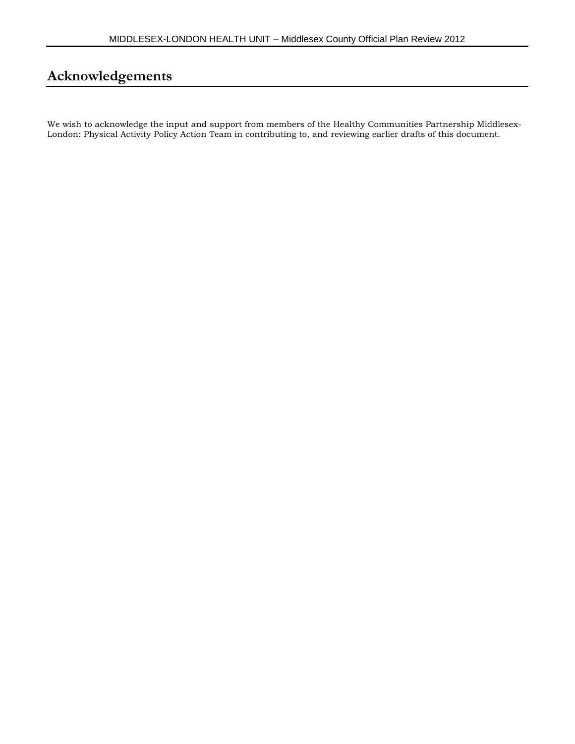# Acknowledgements

We wish to acknowledge the input and support from members of the Healthy Communities Partnership Middlesex-London: Physical Activity Policy Action Team in contributing to, and reviewing earlier drafts of this document.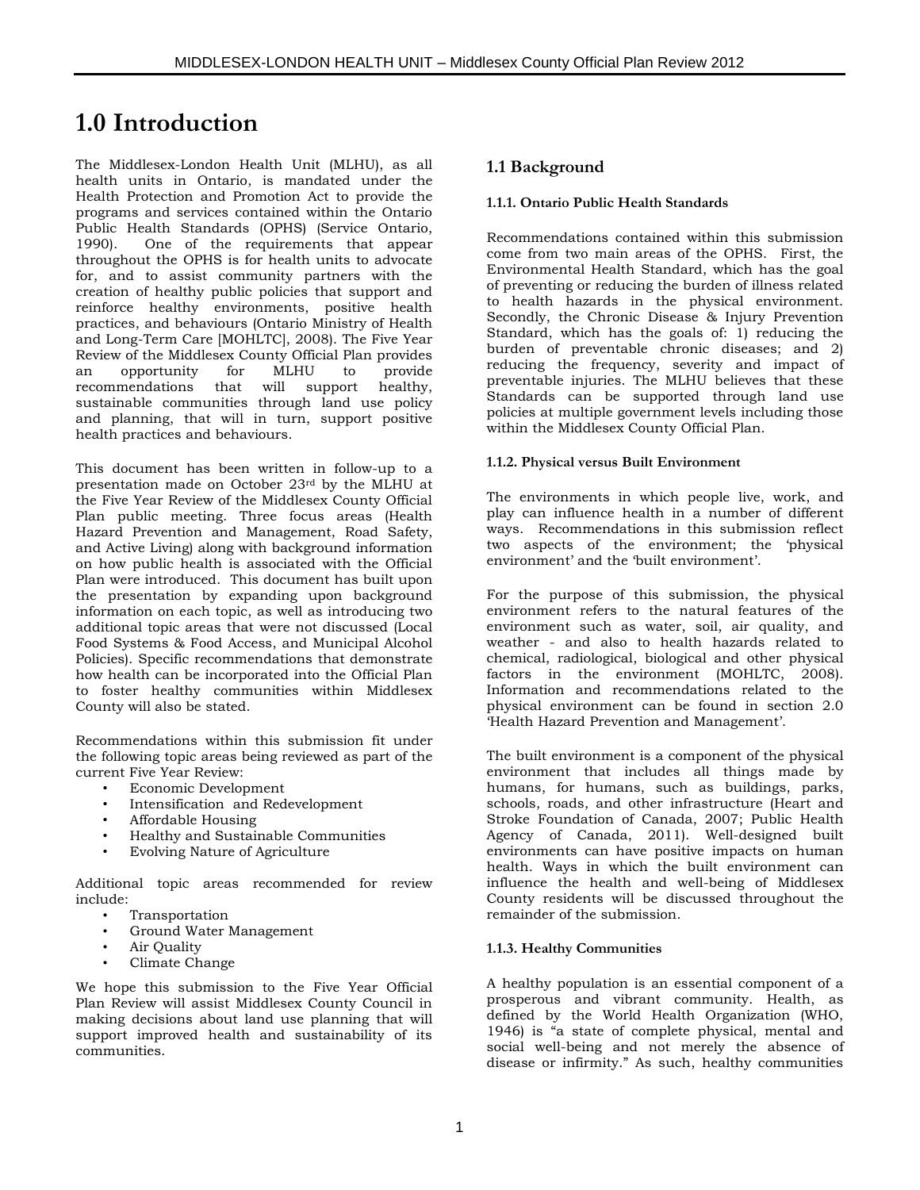# 1.0 Introduction

The Middlesex-London Health Unit (MLHU), as all health units in Ontario, is mandated under the Health Protection and Promotion Act to provide the programs and services contained within the Ontario Public Health Standards (OPHS) (Service Ontario, 1990). One of the requirements that appear throughout the OPHS is for health units to advocate for, and to assist community partners with the creation of healthy public policies that support and reinforce healthy environments, positive health practices, and behaviours (Ontario Ministry of Health and Long-Term Care [MOHLTC], 2008). The Five Year Review of the Middlesex County Official Plan provides an opportunity for MLHU to provide recommendations that will support healthy, sustainable communities through land use policy and planning, that will in turn, support positive health practices and behaviours.

This document has been written in follow-up to a presentation made on October 23rd by the MLHU at the Five Year Review of the Middlesex County Official Plan public meeting. Three focus areas (Health Hazard Prevention and Management, Road Safety, and Active Living) along with background information on how public health is associated with the Official Plan were introduced. This document has built upon the presentation by expanding upon background information on each topic, as well as introducing two additional topic areas that were not discussed (Local Food Systems & Food Access, and Municipal Alcohol Policies). Specific recommendations that demonstrate how health can be incorporated into the Official Plan to foster healthy communities within Middlesex County will also be stated.

Recommendations within this submission fit under the following topic areas being reviewed as part of the current Five Year Review:

- Economic Development
- Intensification and Redevelopment
- Affordable Housing
- Healthy and Sustainable Communities
- Evolving Nature of Agriculture

Additional topic areas recommended for review include:

- Transportation
- Ground Water Management
- Air Quality
- Climate Change

We hope this submission to the Five Year Official Plan Review will assist Middlesex County Council in making decisions about land use planning that will support improved health and sustainability of its communities.

## 1.1 Background

### 1.1.1. Ontario Public Health Standards

Recommendations contained within this submission come from two main areas of the OPHS. First, the Environmental Health Standard, which has the goal of preventing or reducing the burden of illness related to health hazards in the physical environment. Secondly, the Chronic Disease & Injury Prevention Standard, which has the goals of: 1) reducing the burden of preventable chronic diseases; and 2) reducing the frequency, severity and impact of preventable injuries. The MLHU believes that these Standards can be supported through land use policies at multiple government levels including those within the Middlesex County Official Plan.

### 1.1.2. Physical versus Built Environment

The environments in which people live, work, and play can influence health in a number of different ways. Recommendations in this submission reflect two aspects of the environment; the 'physical environment' and the 'built environment'.

For the purpose of this submission, the physical environment refers to the natural features of the environment such as water, soil, air quality, and weather - and also to health hazards related to chemical, radiological, biological and other physical factors in the environment (MOHLTC, 2008). Information and recommendations related to the physical environment can be found in section 2.0 'Health Hazard Prevention and Management'.

The built environment is a component of the physical environment that includes all things made by humans, for humans, such as buildings, parks, schools, roads, and other infrastructure (Heart and Stroke Foundation of Canada, 2007; Public Health Agency of Canada, 2011). Well-designed built environments can have positive impacts on human health. Ways in which the built environment can influence the health and well-being of Middlesex County residents will be discussed throughout the remainder of the submission.

### 1.1.3. Healthy Communities

A healthy population is an essential component of a prosperous and vibrant community. Health, as defined by the World Health Organization (WHO, 1946) is "a state of complete physical, mental and social well-being and not merely the absence of disease or infirmity." As such, healthy communities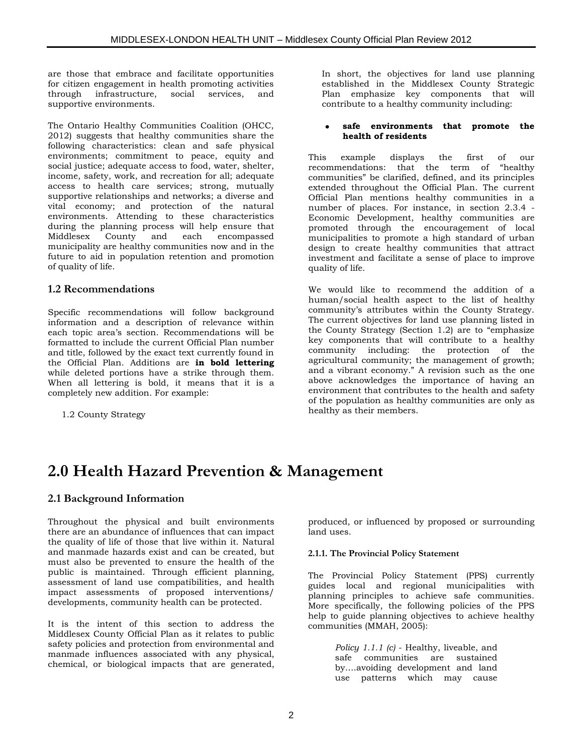are those that embrace and facilitate opportunities for citizen engagement in health promoting activities through infrastructure, social services, and supportive environments.

The Ontario Healthy Communities Coalition (OHCC, 2012) suggests that healthy communities share the following characteristics: clean and safe physical environments; commitment to peace, equity and social justice; adequate access to food, water, shelter, income, safety, work, and recreation for all; adequate access to health care services; strong, mutually supportive relationships and networks; a diverse and vital economy; and protection of the natural environments. Attending to these characteristics during the planning process will help ensure that Middlesex County and each encompassed municipality are healthy communities now and in the future to aid in population retention and promotion of quality of life.

### 1.2 Recommendations

Specific recommendations will follow background information and a description of relevance within each topic area's section. Recommendations will be formatted to include the current Official Plan number and title, followed by the exact text currently found in the Official Plan. Additions are **in bold lettering** while deleted portions have a strike through them. When all lettering is bold, it means that it is a completely new addition. For example:

> 1.2 County Strategy
>
> In short, the objectives for land use planning established in the Middlesex County Strategic Plan emphasize key components that will contribute to a healthy community including:
>
> - **safe environments that promote the health of residents**

This example displays the first of our recommendations: that the term of "healthy communities" be clarified, defined, and its principles extended throughout the Official Plan. The current Official Plan mentions healthy communities in a number of places. For instance, in section 2.3.4 - Economic Development, healthy communities are promoted through the encouragement of local municipalities to promote a high standard of urban design to create healthy communities that attract investment and facilitate a sense of place to improve quality of life.

We would like to recommend the addition of a human/social health aspect to the list of healthy community's attributes within the County Strategy. The current objectives for land use planning listed in the County Strategy (Section 1.2) are to "emphasize key components that will contribute to a healthy community including: the protection of the agricultural community; the management of growth; and a vibrant economy." A revision such as the one above acknowledges the importance of having an environment that contributes to the health and safety of the population as healthy communities are only as healthy as their members.

# 2.0 Health Hazard Prevention & Management

### 2.1 Background Information

Throughout the physical and built environments there are an abundance of influences that can impact the quality of life of those that live within it. Natural and manmade hazards exist and can be created, but must also be prevented to ensure the health of the public is maintained. Through efficient planning, assessment of land use compatibilities, and health impact assessments of proposed interventions/ developments, community health can be protected.

It is the intent of this section to address the Middlesex County Official Plan as it relates to public safety policies and protection from environmental and manmade influences associated with any physical, chemical, or biological impacts that are generated, produced, or influenced by proposed or surrounding land uses.

#### 2.1.1. The Provincial Policy Statement

The Provincial Policy Statement (PPS) currently guides local and regional municipalities with planning principles to achieve safe communities. More specifically, the following policies of the PPS help to guide planning objectives to achieve healthy communities (MMAH, 2005):

> *Policy 1.1.1 (c)* - Healthy, liveable, and safe communities are sustained by….avoiding development and land use patterns which may cause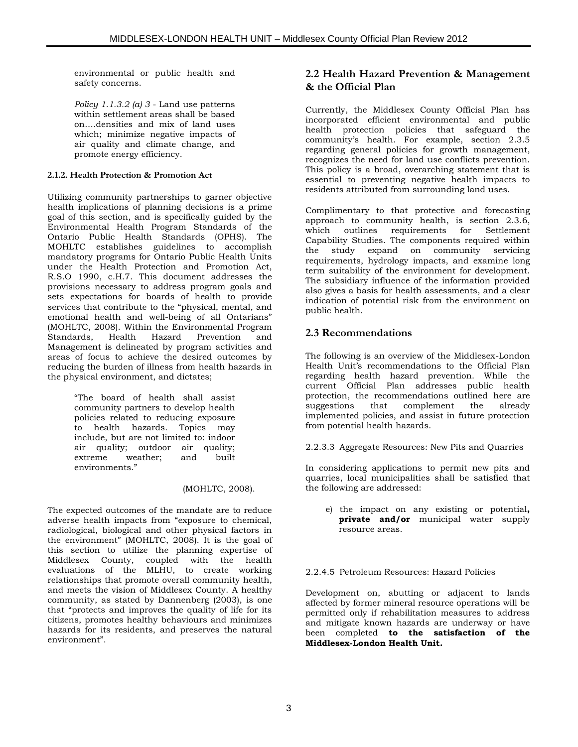environmental or public health and safety concerns.

> *Policy 1.1.3.2 (a) 3* - Land use patterns within settlement areas shall be based on….densities and mix of land uses which; minimize negative impacts of air quality and climate change, and promote energy efficiency.

#### 2.1.2. Health Protection & Promotion Act

Utilizing community partnerships to garner objective health implications of planning decisions is a prime goal of this section, and is specifically guided by the Environmental Health Program Standards of the Ontario Public Health Standards (OPHS). The MOHLTC establishes guidelines to accomplish mandatory programs for Ontario Public Health Units under the Health Protection and Promotion Act, R.S.O 1990, c.H.7. This document addresses the provisions necessary to address program goals and sets expectations for boards of health to provide services that contribute to the "physical, mental, and emotional health and well-being of all Ontarians" (MOHLTC, 2008). Within the Environmental Program Standards, Health Hazard Prevention and Management is delineated by program activities and areas of focus to achieve the desired outcomes by reducing the burden of illness from health hazards in the physical environment, and dictates;

> "The board of health shall assist community partners to develop health policies related to reducing exposure to health hazards. Topics may include, but are not limited to: indoor air quality; outdoor air quality; extreme weather; and built environments."
>
> (MOHLTC, 2008).

The expected outcomes of the mandate are to reduce adverse health impacts from "exposure to chemical, radiological, biological and other physical factors in the environment" (MOHLTC, 2008). It is the goal of this section to utilize the planning expertise of Middlesex County, coupled with the health evaluations of the MLHU, to create working relationships that promote overall community health, and meets the vision of Middlesex County. A healthy community, as stated by Dannenberg (2003), is one that "protects and improves the quality of life for its citizens, promotes healthy behaviours and minimizes hazards for its residents, and preserves the natural environment".

## 2.2 Health Hazard Prevention & Management & the Official Plan

Currently, the Middlesex County Official Plan has incorporated efficient environmental and public health protection policies that safeguard the community's health. For example, section 2.3.5 regarding general policies for growth management, recognizes the need for land use conflicts prevention. This policy is a broad, overarching statement that is essential to preventing negative health impacts to residents attributed from surrounding land uses.

Complimentary to that protective and forecasting approach to community health, is section 2.3.6, which outlines requirements for Settlement Capability Studies. The components required within the study expand on community servicing requirements, hydrology impacts, and examine long term suitability of the environment for development. The subsidiary influence of the information provided also gives a basis for health assessments, and a clear indication of potential risk from the environment on public health.

## 2.3 Recommendations

The following is an overview of the Middlesex-London Health Unit's recommendations to the Official Plan regarding health hazard prevention. While the current Official Plan addresses public health protection, the recommendations outlined here are suggestions that complement the already implemented policies, and assist in future protection from potential health hazards.

2.2.3.3 Aggregate Resources: New Pits and Quarries

In considering applications to permit new pits and quarries, local municipalities shall be satisfied that the following are addressed:

e) the impact on any existing or potential**, private and/or** municipal water supply resource areas.

2.2.4.5 Petroleum Resources: Hazard Policies

Development on, abutting or adjacent to lands affected by former mineral resource operations will be permitted only if rehabilitation measures to address and mitigate known hazards are underway or have been completed **to the satisfaction of the Middlesex-London Health Unit.**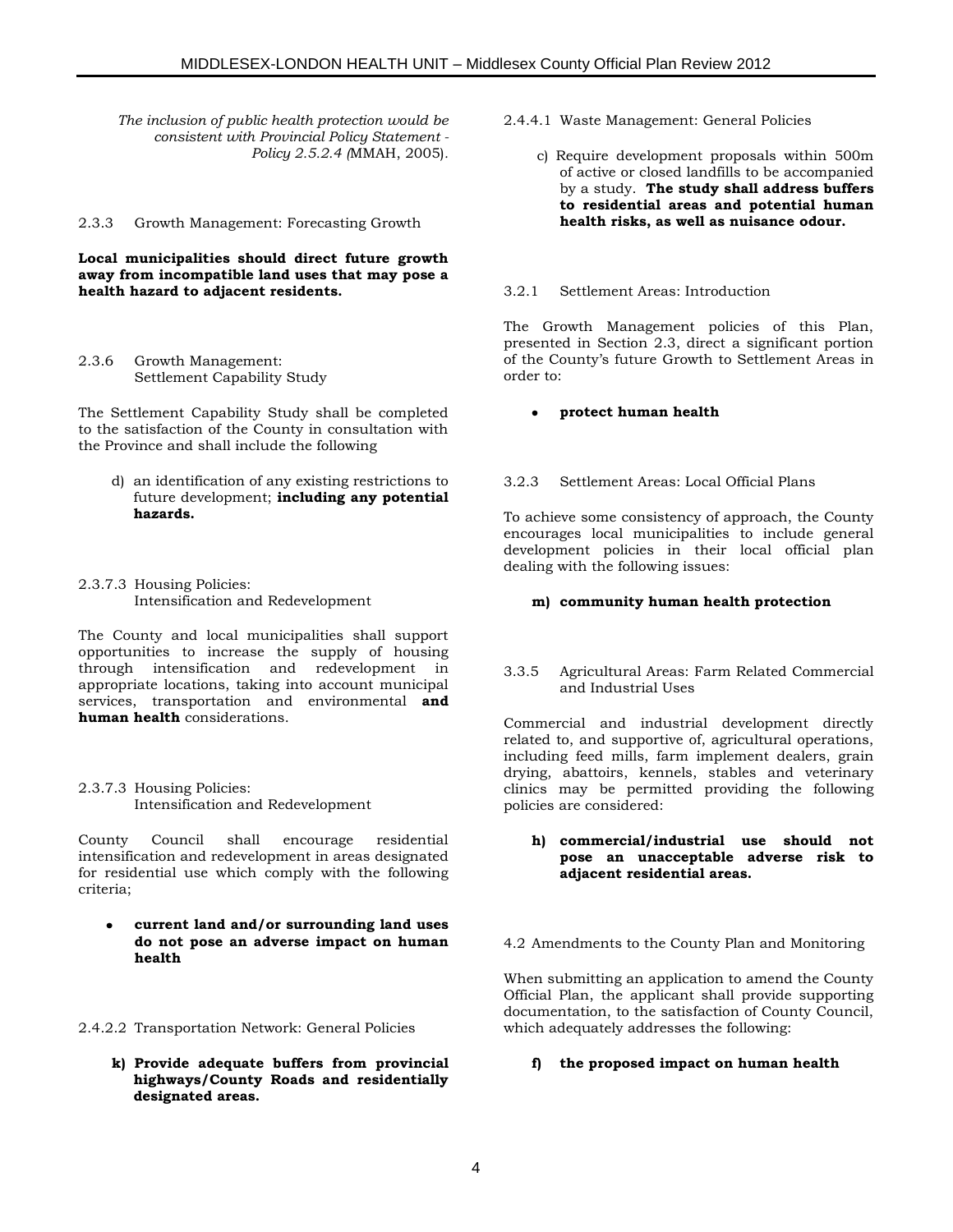*The inclusion of public health protection would be consistent with Provincial Policy Statement - Policy 2.5.2.4 (*MMAH, 2005).

2.3.3 Growth Management: Forecasting Growth

**Local municipalities should direct future growth away from incompatible land uses that may pose a health hazard to adjacent residents.**

2.3.6 Growth Management: Settlement Capability Study

The Settlement Capability Study shall be completed to the satisfaction of the County in consultation with the Province and shall include the following

d) an identification of any existing restrictions to future development; **including any potential hazards.**

2.3.7.3 Housing Policies: Intensification and Redevelopment

The County and local municipalities shall support opportunities to increase the supply of housing through intensification and redevelopment in appropriate locations, taking into account municipal services, transportation and environmental **and human health** considerations.

2.3.7.3 Housing Policies: Intensification and Redevelopment

County Council shall encourage residential intensification and redevelopment in areas designated for residential use which comply with the following criteria;

- **current land and/or surrounding land uses do not pose an adverse impact on human health**

2.4.2.2 Transportation Network: General Policies

**k) Provide adequate buffers from provincial highways/County Roads and residentially designated areas.**

2.4.4.1 Waste Management: General Policies

c) Require development proposals within 500m of active or closed landfills to be accompanied by a study. **The study shall address buffers to residential areas and potential human health risks, as well as nuisance odour.**

3.2.1 Settlement Areas: Introduction

The Growth Management policies of this Plan, presented in Section 2.3, direct a significant portion of the County's future Growth to Settlement Areas in order to:

- **protect human health**

3.2.3 Settlement Areas: Local Official Plans

To achieve some consistency of approach, the County encourages local municipalities to include general development policies in their local official plan dealing with the following issues:

**m) community human health protection**

3.3.5 Agricultural Areas: Farm Related Commercial and Industrial Uses

Commercial and industrial development directly related to, and supportive of, agricultural operations, including feed mills, farm implement dealers, grain drying, abattoirs, kennels, stables and veterinary clinics may be permitted providing the following policies are considered:

**h) commercial/industrial use should not pose an unacceptable adverse risk to adjacent residential areas.**

4.2 Amendments to the County Plan and Monitoring

When submitting an application to amend the County Official Plan, the applicant shall provide supporting documentation, to the satisfaction of County Council, which adequately addresses the following:

**f) the proposed impact on human health**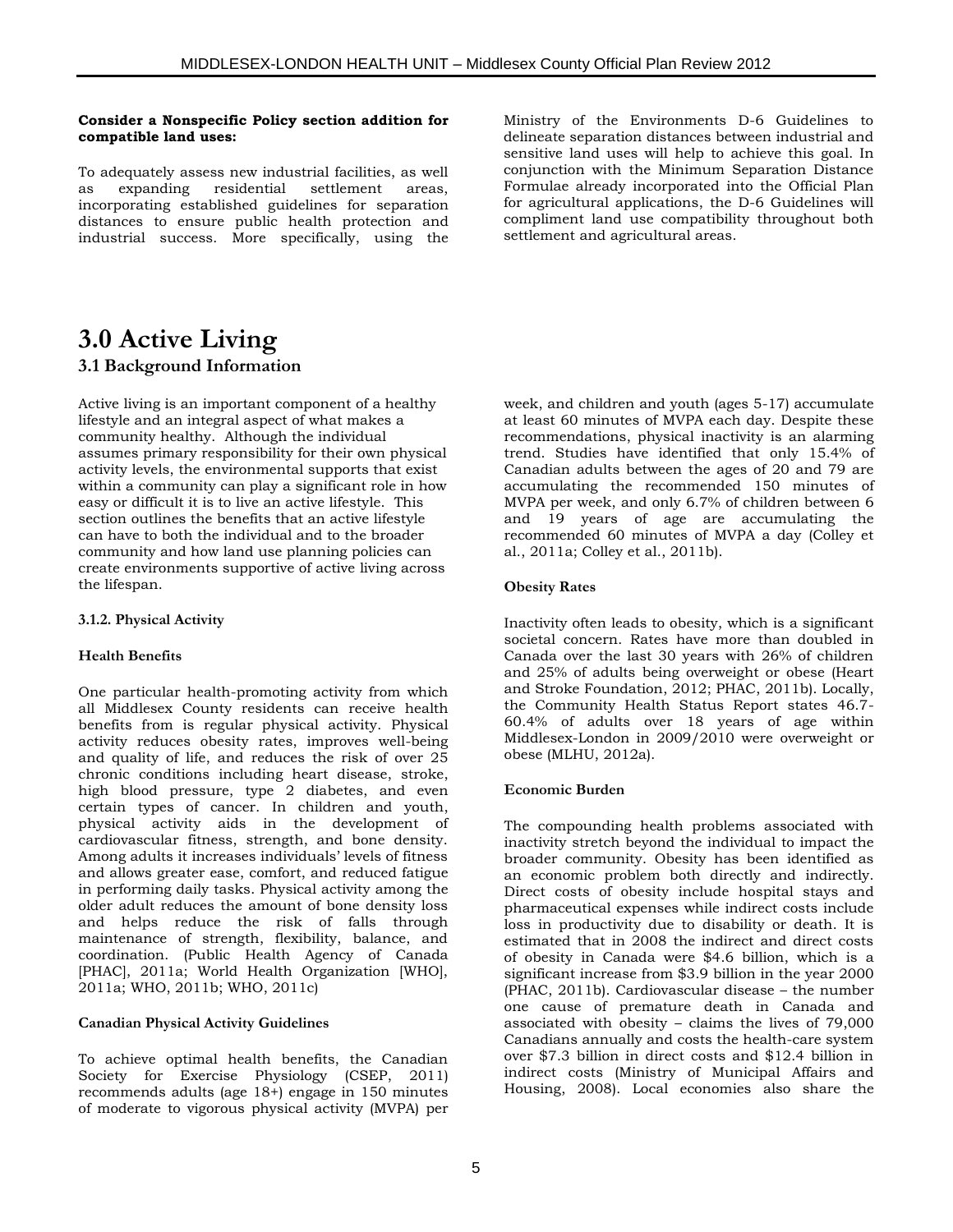**Consider a Nonspecific Policy section addition for compatible land uses:**

To adequately assess new industrial facilities, as well as expanding residential settlement areas, incorporating established guidelines for separation distances to ensure public health protection and industrial success. More specifically, using the Ministry of the Environments D-6 Guidelines to delineate separation distances between industrial and sensitive land uses will help to achieve this goal. In conjunction with the Minimum Separation Distance Formulae already incorporated into the Official Plan for agricultural applications, the D-6 Guidelines will compliment land use compatibility throughout both settlement and agricultural areas.

# 3.0 Active Living

## 3.1 Background Information

Active living is an important component of a healthy lifestyle and an integral aspect of what makes a community healthy. Although the individual assumes primary responsibility for their own physical activity levels, the environmental supports that exist within a community can play a significant role in how easy or difficult it is to live an active lifestyle. This section outlines the benefits that an active lifestyle can have to both the individual and to the broader community and how land use planning policies can create environments supportive of active living across the lifespan.

### 3.1.2. Physical Activity

**Health Benefits**

One particular health-promoting activity from which all Middlesex County residents can receive health benefits from is regular physical activity. Physical activity reduces obesity rates, improves well-being and quality of life, and reduces the risk of over 25 chronic conditions including heart disease, stroke, high blood pressure, type 2 diabetes, and even certain types of cancer. In children and youth, physical activity aids in the development of cardiovascular fitness, strength, and bone density. Among adults it increases individuals' levels of fitness and allows greater ease, comfort, and reduced fatigue in performing daily tasks. Physical activity among the older adult reduces the amount of bone density loss and helps reduce the risk of falls through maintenance of strength, flexibility, balance, and coordination. (Public Health Agency of Canada [PHAC], 2011a; World Health Organization [WHO], 2011a; WHO, 2011b; WHO, 2011c)

**Canadian Physical Activity Guidelines**

To achieve optimal health benefits, the Canadian Society for Exercise Physiology (CSEP, 2011) recommends adults (age 18+) engage in 150 minutes of moderate to vigorous physical activity (MVPA) per week, and children and youth (ages 5-17) accumulate at least 60 minutes of MVPA each day. Despite these recommendations, physical inactivity is an alarming trend. Studies have identified that only 15.4% of Canadian adults between the ages of 20 and 79 are accumulating the recommended 150 minutes of MVPA per week, and only 6.7% of children between 6 and 19 years of age are accumulating the recommended 60 minutes of MVPA a day (Colley et al., 2011a; Colley et al., 2011b).

**Obesity Rates**

Inactivity often leads to obesity, which is a significant societal concern. Rates have more than doubled in Canada over the last 30 years with 26% of children and 25% of adults being overweight or obese (Heart and Stroke Foundation, 2012; PHAC, 2011b). Locally, the Community Health Status Report states 46.7-60.4% of adults over 18 years of age within Middlesex-London in 2009/2010 were overweight or obese (MLHU, 2012a).

**Economic Burden**

The compounding health problems associated with inactivity stretch beyond the individual to impact the broader community. Obesity has been identified as an economic problem both directly and indirectly. Direct costs of obesity include hospital stays and pharmaceutical expenses while indirect costs include loss in productivity due to disability or death. It is estimated that in 2008 the indirect and direct costs of obesity in Canada were $4.6 billion, which is a significant increase from $3.9 billion in the year 2000 (PHAC, 2011b). Cardiovascular disease – the number one cause of premature death in Canada and associated with obesity – claims the lives of 79,000 Canadians annually and costs the health-care system over $7.3 billion in direct costs and $12.4 billion in indirect costs (Ministry of Municipal Affairs and Housing, 2008). Local economies also share the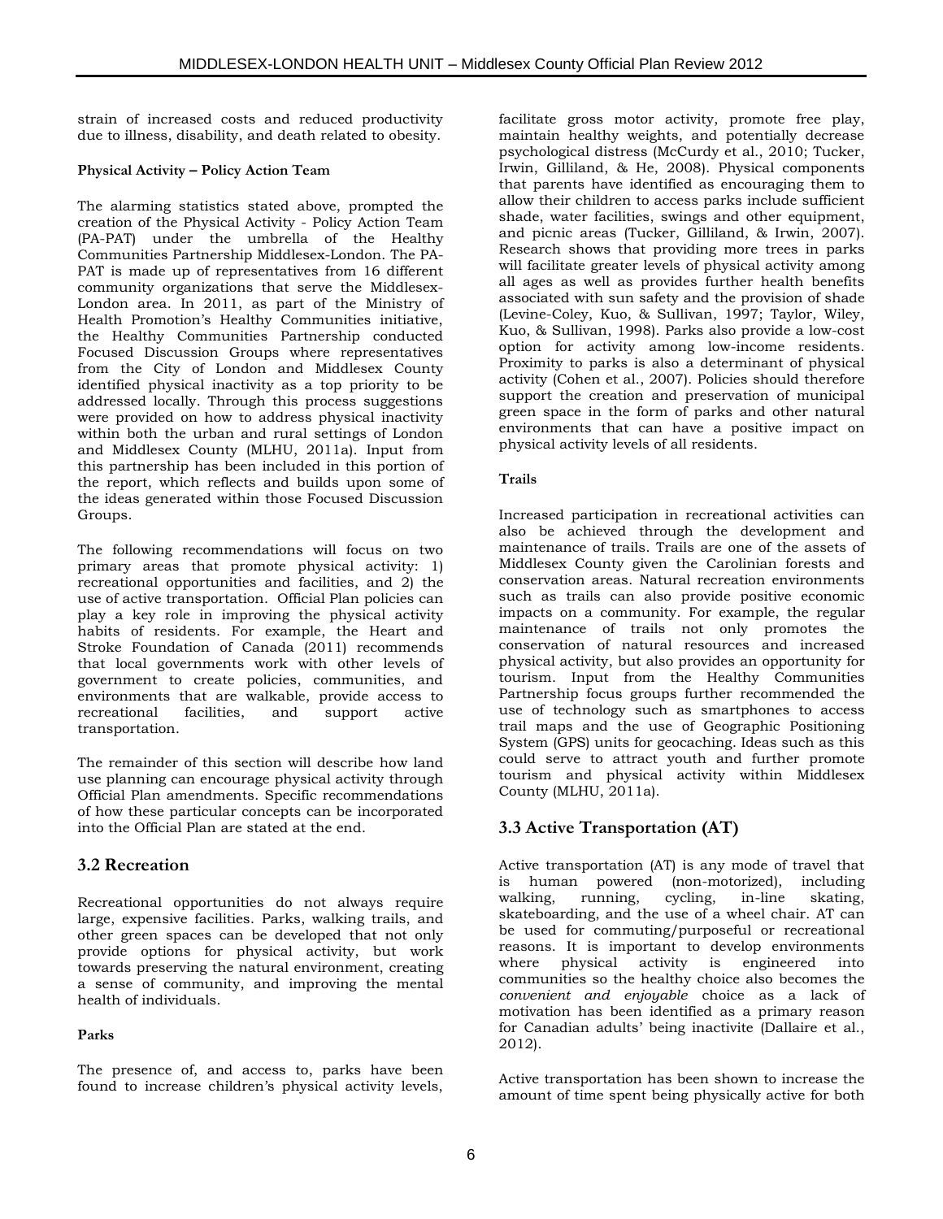strain of increased costs and reduced productivity due to illness, disability, and death related to obesity.

**Physical Activity – Policy Action Team**

The alarming statistics stated above, prompted the creation of the Physical Activity - Policy Action Team (PA-PAT) under the umbrella of the Healthy Communities Partnership Middlesex-London. The PA-PAT is made up of representatives from 16 different community organizations that serve the Middlesex-London area. In 2011, as part of the Ministry of Health Promotion's Healthy Communities initiative, the Healthy Communities Partnership conducted Focused Discussion Groups where representatives from the City of London and Middlesex County identified physical inactivity as a top priority to be addressed locally. Through this process suggestions were provided on how to address physical inactivity within both the urban and rural settings of London and Middlesex County (MLHU, 2011a). Input from this partnership has been included in this portion of the report, which reflects and builds upon some of the ideas generated within those Focused Discussion Groups.

The following recommendations will focus on two primary areas that promote physical activity: 1) recreational opportunities and facilities, and 2) the use of active transportation. Official Plan policies can play a key role in improving the physical activity habits of residents. For example, the Heart and Stroke Foundation of Canada (2011) recommends that local governments work with other levels of government to create policies, communities, and environments that are walkable, provide access to recreational facilities, and support active transportation.

The remainder of this section will describe how land use planning can encourage physical activity through Official Plan amendments. Specific recommendations of how these particular concepts can be incorporated into the Official Plan are stated at the end.

## 3.2 Recreation

Recreational opportunities do not always require large, expensive facilities. Parks, walking trails, and other green spaces can be developed that not only provide options for physical activity, but work towards preserving the natural environment, creating a sense of community, and improving the mental health of individuals.

**Parks**

The presence of, and access to, parks have been found to increase children's physical activity levels, facilitate gross motor activity, promote free play, maintain healthy weights, and potentially decrease psychological distress (McCurdy et al., 2010; Tucker, Irwin, Gilliland, & He, 2008). Physical components that parents have identified as encouraging them to allow their children to access parks include sufficient shade, water facilities, swings and other equipment, and picnic areas (Tucker, Gilliland, & Irwin, 2007). Research shows that providing more trees in parks will facilitate greater levels of physical activity among all ages as well as provides further health benefits associated with sun safety and the provision of shade (Levine-Coley, Kuo, & Sullivan, 1997; Taylor, Wiley, Kuo, & Sullivan, 1998). Parks also provide a low-cost option for activity among low-income residents. Proximity to parks is also a determinant of physical activity (Cohen et al., 2007). Policies should therefore support the creation and preservation of municipal green space in the form of parks and other natural environments that can have a positive impact on physical activity levels of all residents.

**Trails**

Increased participation in recreational activities can also be achieved through the development and maintenance of trails. Trails are one of the assets of Middlesex County given the Carolinian forests and conservation areas. Natural recreation environments such as trails can also provide positive economic impacts on a community. For example, the regular maintenance of trails not only promotes the conservation of natural resources and increased physical activity, but also provides an opportunity for tourism. Input from the Healthy Communities Partnership focus groups further recommended the use of technology such as smartphones to access trail maps and the use of Geographic Positioning System (GPS) units for geocaching. Ideas such as this could serve to attract youth and further promote tourism and physical activity within Middlesex County (MLHU, 2011a).

## 3.3 Active Transportation (AT)

Active transportation (AT) is any mode of travel that is human powered (non-motorized), including walking, running, cycling, in-line skating, skateboarding, and the use of a wheel chair. AT can be used for commuting/purposeful or recreational reasons. It is important to develop environments where physical activity is engineered into communities so the healthy choice also becomes the *convenient and enjoyable* choice as a lack of motivation has been identified as a primary reason for Canadian adults' being inactivite (Dallaire et al., 2012).

Active transportation has been shown to increase the amount of time spent being physically active for both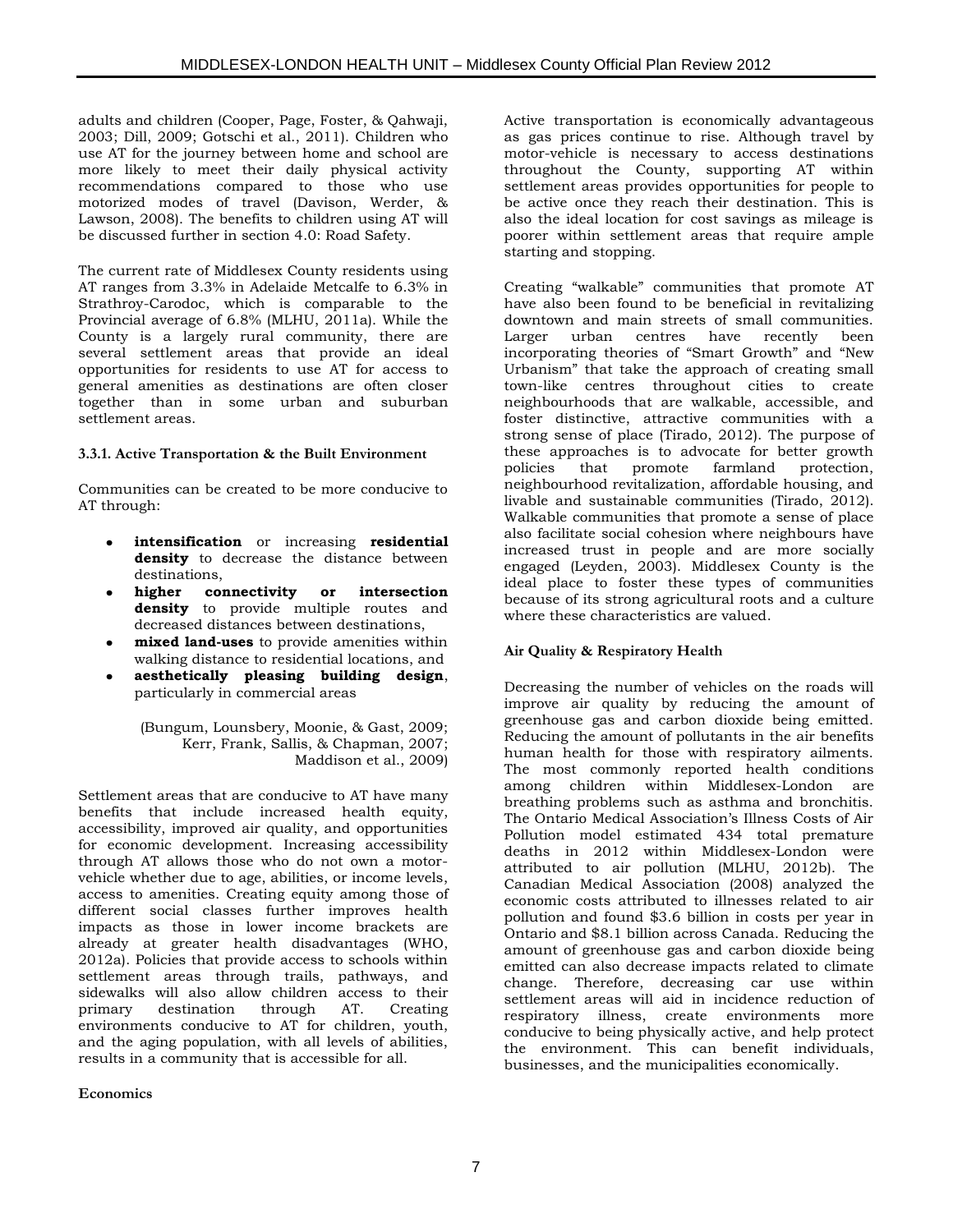adults and children (Cooper, Page, Foster, & Qahwaji, 2003; Dill, 2009; Gotschi et al., 2011). Children who use AT for the journey between home and school are more likely to meet their daily physical activity recommendations compared to those who use motorized modes of travel (Davison, Werder, & Lawson, 2008). The benefits to children using AT will be discussed further in section 4.0: Road Safety.

The current rate of Middlesex County residents using AT ranges from 3.3% in Adelaide Metcalfe to 6.3% in Strathroy-Carodoc, which is comparable to the Provincial average of 6.8% (MLHU, 2011a). While the County is a largely rural community, there are several settlement areas that provide an ideal opportunities for residents to use AT for access to general amenities as destinations are often closer together than in some urban and suburban settlement areas.

#### 3.3.1. Active Transportation & the Built Environment

Communities can be created to be more conducive to AT through:

- **intensification** or increasing **residential density** to decrease the distance between destinations,
- **higher connectivity or intersection density** to provide multiple routes and decreased distances between destinations,
- **mixed land-uses** to provide amenities within walking distance to residential locations, and
- **aesthetically pleasing building design**, particularly in commercial areas

(Bungum, Lounsbery, Moonie, & Gast, 2009; Kerr, Frank, Sallis, & Chapman, 2007; Maddison et al., 2009)

Settlement areas that are conducive to AT have many benefits that include increased health equity, accessibility, improved air quality, and opportunities for economic development. Increasing accessibility through AT allows those who do not own a motor-vehicle whether due to age, abilities, or income levels, access to amenities. Creating equity among those of different social classes further improves health impacts as those in lower income brackets are already at greater health disadvantages (WHO, 2012a). Policies that provide access to schools within settlement areas through trails, pathways, and sidewalks will also allow children access to their primary destination through AT. Creating environments conducive to AT for children, youth, and the aging population, with all levels of abilities, results in a community that is accessible for all.

**Economics**

Active transportation is economically advantageous as gas prices continue to rise. Although travel by motor-vehicle is necessary to access destinations throughout the County, supporting AT within settlement areas provides opportunities for people to be active once they reach their destination. This is also the ideal location for cost savings as mileage is poorer within settlement areas that require ample starting and stopping.

Creating "walkable" communities that promote AT have also been found to be beneficial in revitalizing downtown and main streets of small communities. Larger urban centres have recently been incorporating theories of "Smart Growth" and "New Urbanism" that take the approach of creating small town-like centres throughout cities to create neighbourhoods that are walkable, accessible, and foster distinctive, attractive communities with a strong sense of place (Tirado, 2012). The purpose of these approaches is to advocate for better growth policies that promote farmland protection, neighbourhood revitalization, affordable housing, and livable and sustainable communities (Tirado, 2012). Walkable communities that promote a sense of place also facilitate social cohesion where neighbours have increased trust in people and are more socially engaged (Leyden, 2003). Middlesex County is the ideal place to foster these types of communities because of its strong agricultural roots and a culture where these characteristics are valued.

**Air Quality & Respiratory Health**

Decreasing the number of vehicles on the roads will improve air quality by reducing the amount of greenhouse gas and carbon dioxide being emitted. Reducing the amount of pollutants in the air benefits human health for those with respiratory ailments. The most commonly reported health conditions among children within Middlesex-London are breathing problems such as asthma and bronchitis. The Ontario Medical Association's Illness Costs of Air Pollution model estimated 434 total premature deaths in 2012 within Middlesex-London were attributed to air pollution (MLHU, 2012b). The Canadian Medical Association (2008) analyzed the economic costs attributed to illnesses related to air pollution and found $3.6 billion in costs per year in Ontario and $8.1 billion across Canada. Reducing the amount of greenhouse gas and carbon dioxide being emitted can also decrease impacts related to climate change. Therefore, decreasing car use within settlement areas will aid in incidence reduction of respiratory illness, create environments more conducive to being physically active, and help protect the environment. This can benefit individuals, businesses, and the municipalities economically.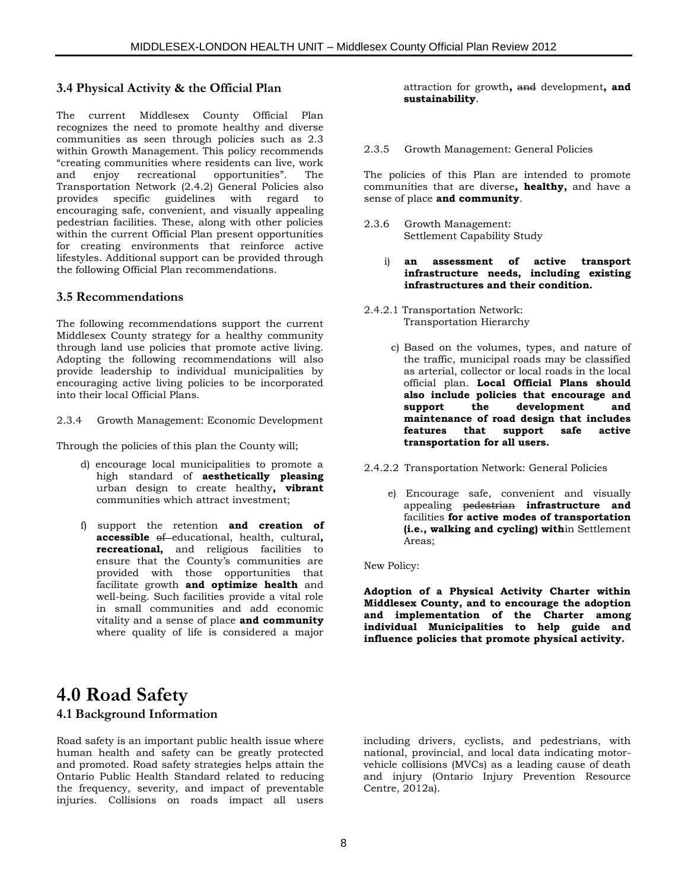### 3.4 Physical Activity & the Official Plan

The current Middlesex County Official Plan recognizes the need to promote healthy and diverse communities as seen through policies such as 2.3 within Growth Management. This policy recommends "creating communities where residents can live, work and enjoy recreational opportunities". The Transportation Network (2.4.2) General Policies also provides specific guidelines with regard to encouraging safe, convenient, and visually appealing pedestrian facilities. These, along with other policies within the current Official Plan present opportunities for creating environments that reinforce active lifestyles. Additional support can be provided through the following Official Plan recommendations.

### 3.5 Recommendations

The following recommendations support the current Middlesex County strategy for a healthy community through land use policies that promote active living. Adopting the following recommendations will also provide leadership to individual municipalities by encouraging active living policies to be incorporated into their local Official Plans.

2.3.4 Growth Management: Economic Development

Through the policies of this plan the County will;

d) encourage local municipalities to promote a high standard of **aesthetically pleasing** urban design to create healthy**, vibrant** communities which attract investment;

f) support the retention **and creation of accessible** ~~of~~ educational, health, cultural**, recreational,** and religious facilities to ensure that the County's communities are provided with those opportunities that facilitate growth **and optimize health** and well-being. Such facilities provide a vital role in small communities and add economic vitality and a sense of place **and community** where quality of life is considered a major attraction for growth**,** ~~and~~ development**, and sustainability**.

2.3.5 Growth Management: General Policies

The policies of this Plan are intended to promote communities that are diverse**, healthy,** and have a sense of place **and community**.

2.3.6 Growth Management: Settlement Capability Study

i) **an assessment of active transport infrastructure needs, including existing infrastructures and their condition.**

2.4.2.1 Transportation Network: Transportation Hierarchy

c) Based on the volumes, types, and nature of the traffic, municipal roads may be classified as arterial, collector or local roads in the local official plan. **Local Official Plans should also include policies that encourage and support the development and maintenance of road design that includes features that support safe active transportation for all users.**

2.4.2.2 Transportation Network: General Policies

e) Encourage safe, convenient and visually appealing ~~pedestrian~~ **infrastructure and** facilities **for active modes of transportation (i.e., walking and cycling) with**in Settlement Areas;

New Policy:

**Adoption of a Physical Activity Charter within Middlesex County, and to encourage the adoption and implementation of the Charter among individual Municipalities to help guide and influence policies that promote physical activity.**

# 4.0 Road Safety

### 4.1 Background Information

Road safety is an important public health issue where human health and safety can be greatly protected and promoted. Road safety strategies helps attain the Ontario Public Health Standard related to reducing the frequency, severity, and impact of preventable injuries. Collisions on roads impact all users including drivers, cyclists, and pedestrians, with national, provincial, and local data indicating motor-vehicle collisions (MVCs) as a leading cause of death and injury (Ontario Injury Prevention Resource Centre, 2012a).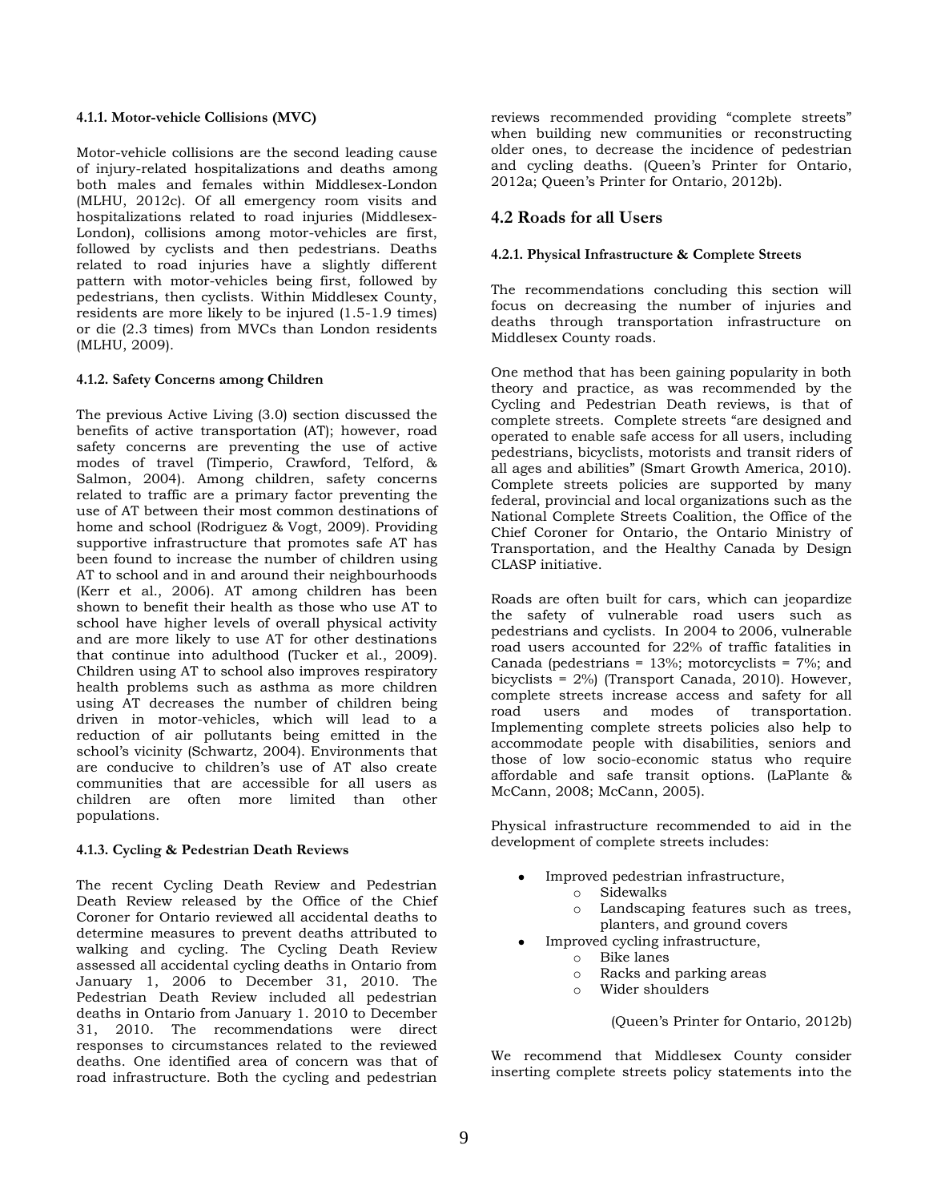#### 4.1.1. Motor-vehicle Collisions (MVC)

Motor-vehicle collisions are the second leading cause of injury-related hospitalizations and deaths among both males and females within Middlesex-London (MLHU, 2012c). Of all emergency room visits and hospitalizations related to road injuries (Middlesex-London), collisions among motor-vehicles are first, followed by cyclists and then pedestrians. Deaths related to road injuries have a slightly different pattern with motor-vehicles being first, followed by pedestrians, then cyclists. Within Middlesex County, residents are more likely to be injured (1.5-1.9 times) or die (2.3 times) from MVCs than London residents (MLHU, 2009).

#### 4.1.2. Safety Concerns among Children

The previous Active Living (3.0) section discussed the benefits of active transportation (AT); however, road safety concerns are preventing the use of active modes of travel (Timperio, Crawford, Telford, & Salmon, 2004). Among children, safety concerns related to traffic are a primary factor preventing the use of AT between their most common destinations of home and school (Rodriguez & Vogt, 2009). Providing supportive infrastructure that promotes safe AT has been found to increase the number of children using AT to school and in and around their neighbourhoods (Kerr et al., 2006). AT among children has been shown to benefit their health as those who use AT to school have higher levels of overall physical activity and are more likely to use AT for other destinations that continue into adulthood (Tucker et al., 2009). Children using AT to school also improves respiratory health problems such as asthma as more children using AT decreases the number of children being driven in motor-vehicles, which will lead to a reduction of air pollutants being emitted in the school's vicinity (Schwartz, 2004). Environments that are conducive to children's use of AT also create communities that are accessible for all users as children are often more limited than other populations.

#### 4.1.3. Cycling & Pedestrian Death Reviews

The recent Cycling Death Review and Pedestrian Death Review released by the Office of the Chief Coroner for Ontario reviewed all accidental deaths to determine measures to prevent deaths attributed to walking and cycling. The Cycling Death Review assessed all accidental cycling deaths in Ontario from January 1, 2006 to December 31, 2010. The Pedestrian Death Review included all pedestrian deaths in Ontario from January 1. 2010 to December 31, 2010. The recommendations were direct responses to circumstances related to the reviewed deaths. One identified area of concern was that of road infrastructure. Both the cycling and pedestrian reviews recommended providing "complete streets" when building new communities or reconstructing older ones, to decrease the incidence of pedestrian and cycling deaths. (Queen's Printer for Ontario, 2012a; Queen's Printer for Ontario, 2012b).

## 4.2 Roads for all Users

#### 4.2.1. Physical Infrastructure & Complete Streets

The recommendations concluding this section will focus on decreasing the number of injuries and deaths through transportation infrastructure on Middlesex County roads.

One method that has been gaining popularity in both theory and practice, as was recommended by the Cycling and Pedestrian Death reviews, is that of complete streets. Complete streets "are designed and operated to enable safe access for all users, including pedestrians, bicyclists, motorists and transit riders of all ages and abilities" (Smart Growth America, 2010). Complete streets policies are supported by many federal, provincial and local organizations such as the National Complete Streets Coalition, the Office of the Chief Coroner for Ontario, the Ontario Ministry of Transportation, and the Healthy Canada by Design CLASP initiative.

Roads are often built for cars, which can jeopardize the safety of vulnerable road users such as pedestrians and cyclists. In 2004 to 2006, vulnerable road users accounted for 22% of traffic fatalities in Canada (pedestrians = 13%; motorcyclists = 7%; and bicyclists = 2%) (Transport Canada, 2010). However, complete streets increase access and safety for all road users and modes of transportation. Implementing complete streets policies also help to accommodate people with disabilities, seniors and those of low socio-economic status who require affordable and safe transit options. (LaPlante & McCann, 2008; McCann, 2005).

Physical infrastructure recommended to aid in the development of complete streets includes:

- Improved pedestrian infrastructure,
    - Sidewalks
    - Landscaping features such as trees, planters, and ground covers
- Improved cycling infrastructure,
    - Bike lanes
    - Racks and parking areas
    - Wider shoulders

(Queen's Printer for Ontario, 2012b)

We recommend that Middlesex County consider inserting complete streets policy statements into the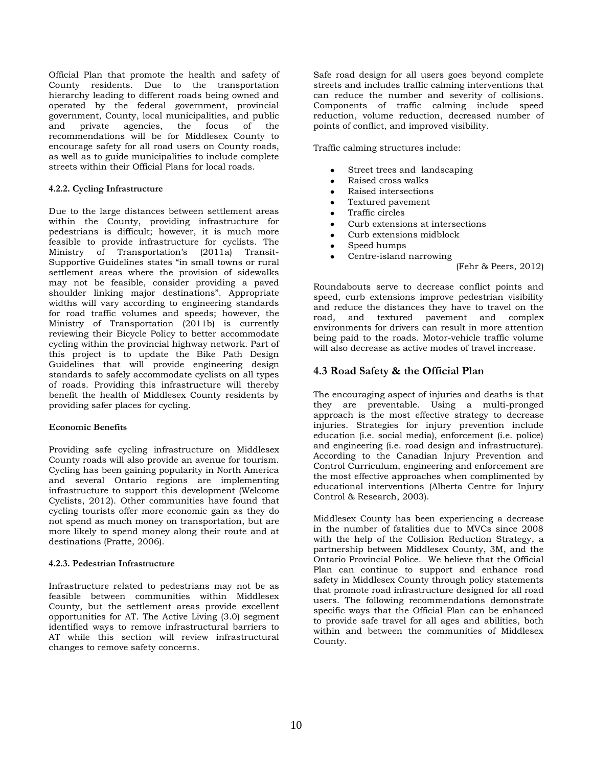Official Plan that promote the health and safety of County residents. Due to the transportation hierarchy leading to different roads being owned and operated by the federal government, provincial government, County, local municipalities, and public and private agencies, the focus of the recommendations will be for Middlesex County to encourage safety for all road users on County roads, as well as to guide municipalities to include complete streets within their Official Plans for local roads.

#### 4.2.2. Cycling Infrastructure

Due to the large distances between settlement areas within the County, providing infrastructure for pedestrians is difficult; however, it is much more feasible to provide infrastructure for cyclists. The Ministry of Transportation's (2011a) Transit-Supportive Guidelines states "in small towns or rural settlement areas where the provision of sidewalks may not be feasible, consider providing a paved shoulder linking major destinations". Appropriate widths will vary according to engineering standards for road traffic volumes and speeds; however, the Ministry of Transportation (2011b) is currently reviewing their Bicycle Policy to better accommodate cycling within the provincial highway network. Part of this project is to update the Bike Path Design Guidelines that will provide engineering design standards to safely accommodate cyclists on all types of roads. Providing this infrastructure will thereby benefit the health of Middlesex County residents by providing safer places for cycling.

**Economic Benefits**

Providing safe cycling infrastructure on Middlesex County roads will also provide an avenue for tourism. Cycling has been gaining popularity in North America and several Ontario regions are implementing infrastructure to support this development (Welcome Cyclists, 2012). Other communities have found that cycling tourists offer more economic gain as they do not spend as much money on transportation, but are more likely to spend money along their route and at destinations (Pratte, 2006).

#### 4.2.3. Pedestrian Infrastructure

Infrastructure related to pedestrians may not be as feasible between communities within Middlesex County, but the settlement areas provide excellent opportunities for AT. The Active Living (3.0) segment identified ways to remove infrastructural barriers to AT while this section will review infrastructural changes to remove safety concerns.

Safe road design for all users goes beyond complete streets and includes traffic calming interventions that can reduce the number and severity of collisions. Components of traffic calming include speed reduction, volume reduction, decreased number of points of conflict, and improved visibility.

Traffic calming structures include:

- Street trees and landscaping
- Raised cross walks
- Raised intersections
- Textured pavement
- Traffic circles
- Curb extensions at intersections
- Curb extensions midblock
- Speed humps
- Centre-island narrowing

(Fehr & Peers, 2012)

Roundabouts serve to decrease conflict points and speed, curb extensions improve pedestrian visibility and reduce the distances they have to travel on the road, and textured pavement and complex environments for drivers can result in more attention being paid to the roads. Motor-vehicle traffic volume will also decrease as active modes of travel increase.

## 4.3 Road Safety & the Official Plan

The encouraging aspect of injuries and deaths is that they are preventable. Using a multi-pronged approach is the most effective strategy to decrease injuries. Strategies for injury prevention include education (i.e. social media), enforcement (i.e. police) and engineering (i.e. road design and infrastructure). According to the Canadian Injury Prevention and Control Curriculum, engineering and enforcement are the most effective approaches when complimented by educational interventions (Alberta Centre for Injury Control & Research, 2003).

Middlesex County has been experiencing a decrease in the number of fatalities due to MVCs since 2008 with the help of the Collision Reduction Strategy, a partnership between Middlesex County, 3M, and the Ontario Provincial Police. We believe that the Official Plan can continue to support and enhance road safety in Middlesex County through policy statements that promote road infrastructure designed for all road users. The following recommendations demonstrate specific ways that the Official Plan can be enhanced to provide safe travel for all ages and abilities, both within and between the communities of Middlesex County.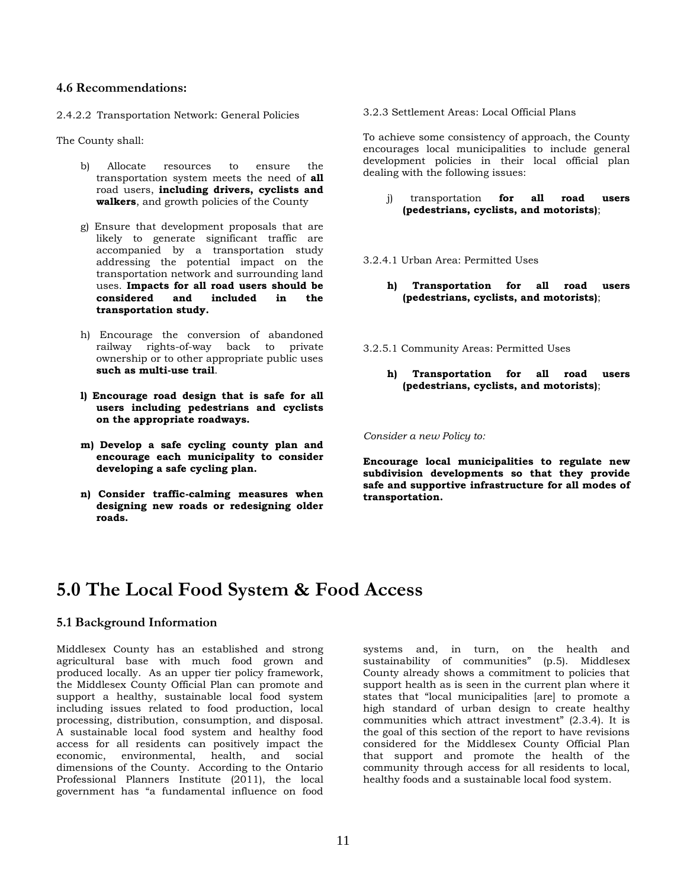### 4.6 Recommendations:

2.4.2.2 Transportation Network: General Policies

The County shall:

- b) Allocate resources to ensure the transportation system meets the need of **all** road users, **including drivers, cyclists and walkers**, and growth policies of the County
- g) Ensure that development proposals that are likely to generate significant traffic are accompanied by a transportation study addressing the potential impact on the transportation network and surrounding land uses. **Impacts for all road users should be considered and included in the transportation study.**
- h) Encourage the conversion of abandoned railway rights-of-way back to private ownership or to other appropriate public uses **such as multi-use trail**.
- **l) Encourage road design that is safe for all users including pedestrians and cyclists on the appropriate roadways.**
- **m) Develop a safe cycling county plan and encourage each municipality to consider developing a safe cycling plan.**
- **n) Consider traffic-calming measures when designing new roads or redesigning older roads.**

3.2.3 Settlement Areas: Local Official Plans

To achieve some consistency of approach, the County encourages local municipalities to include general development policies in their local official plan dealing with the following issues:

- j) transportation **for all road users (pedestrians, cyclists, and motorists)**;

3.2.4.1 Urban Area: Permitted Uses

- **h) Transportation for all road users (pedestrians, cyclists, and motorists)**;

3.2.5.1 Community Areas: Permitted Uses

- **h) Transportation for all road users (pedestrians, cyclists, and motorists)**;

*Consider a new Policy to:*

**Encourage local municipalities to regulate new subdivision developments so that they provide safe and supportive infrastructure for all modes of transportation.**

# 5.0 The Local Food System & Food Access

### 5.1 Background Information

Middlesex County has an established and strong agricultural base with much food grown and produced locally. As an upper tier policy framework, the Middlesex County Official Plan can promote and support a healthy, sustainable local food system including issues related to food production, local processing, distribution, consumption, and disposal. A sustainable local food system and healthy food access for all residents can positively impact the economic, environmental, health, and social dimensions of the County. According to the Ontario Professional Planners Institute (2011), the local government has "a fundamental influence on food systems and, in turn, on the health and sustainability of communities" (p.5). Middlesex County already shows a commitment to policies that support health as is seen in the current plan where it states that "local municipalities [are] to promote a high standard of urban design to create healthy communities which attract investment" (2.3.4). It is the goal of this section of the report to have revisions considered for the Middlesex County Official Plan that support and promote the health of the community through access for all residents to local, healthy foods and a sustainable local food system.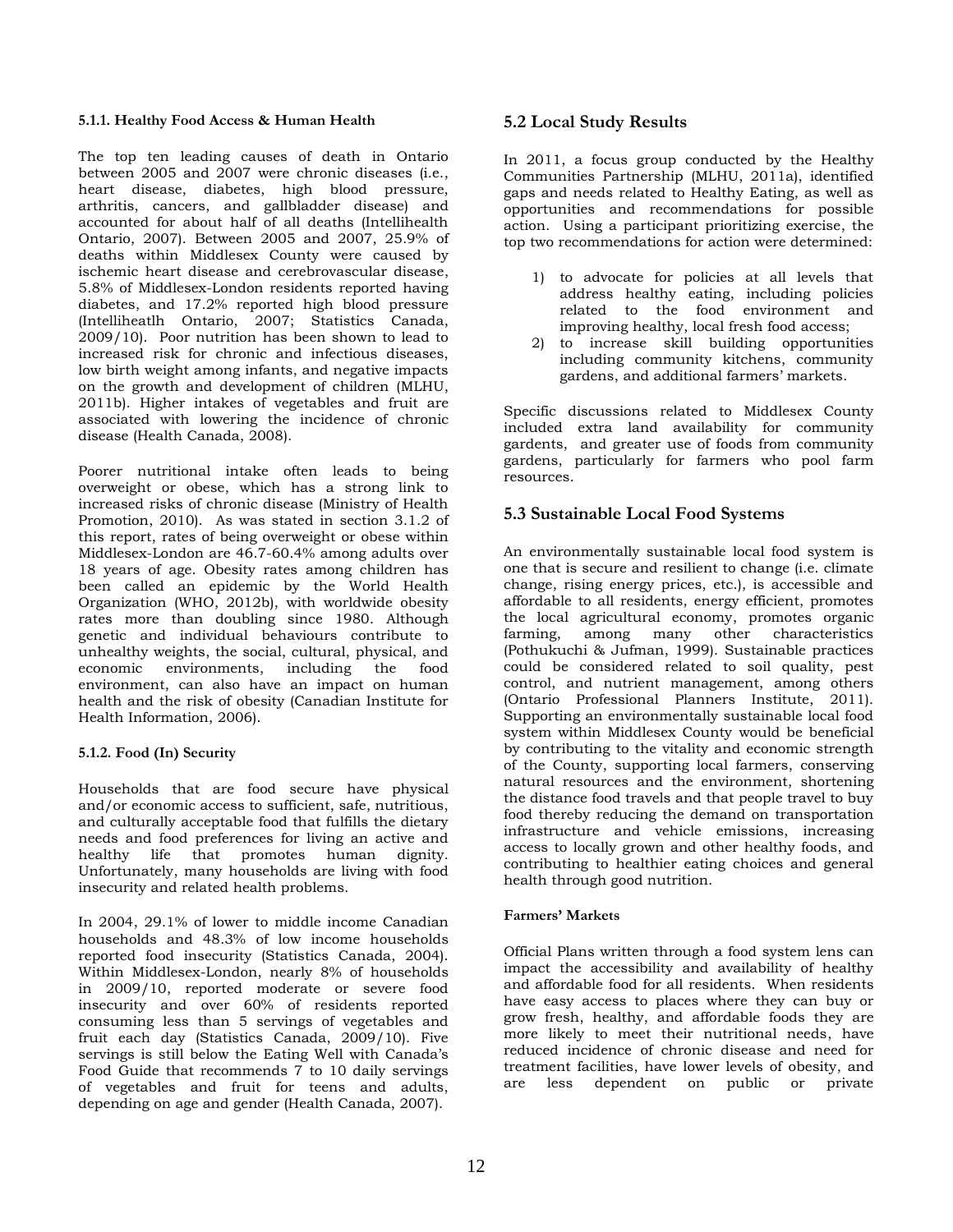#### 5.1.1. Healthy Food Access & Human Health

The top ten leading causes of death in Ontario between 2005 and 2007 were chronic diseases (i.e., heart disease, diabetes, high blood pressure, arthritis, cancers, and gallbladder disease) and accounted for about half of all deaths (Intellihealth Ontario, 2007). Between 2005 and 2007, 25.9% of deaths within Middlesex County were caused by ischemic heart disease and cerebrovascular disease, 5.8% of Middlesex-London residents reported having diabetes, and 17.2% reported high blood pressure (Intelliheatlh Ontario, 2007; Statistics Canada, 2009/10). Poor nutrition has been shown to lead to increased risk for chronic and infectious diseases, low birth weight among infants, and negative impacts on the growth and development of children (MLHU, 2011b). Higher intakes of vegetables and fruit are associated with lowering the incidence of chronic disease (Health Canada, 2008).

Poorer nutritional intake often leads to being overweight or obese, which has a strong link to increased risks of chronic disease (Ministry of Health Promotion, 2010). As was stated in section 3.1.2 of this report, rates of being overweight or obese within Middlesex-London are 46.7-60.4% among adults over 18 years of age. Obesity rates among children has been called an epidemic by the World Health Organization (WHO, 2012b), with worldwide obesity rates more than doubling since 1980. Although genetic and individual behaviours contribute to unhealthy weights, the social, cultural, physical, and economic environments, including the food environment, can also have an impact on human health and the risk of obesity (Canadian Institute for Health Information, 2006).

#### 5.1.2. Food (In) Security

Households that are food secure have physical and/or economic access to sufficient, safe, nutritious, and culturally acceptable food that fulfills the dietary needs and food preferences for living an active and healthy life that promotes human dignity. Unfortunately, many households are living with food insecurity and related health problems.

In 2004, 29.1% of lower to middle income Canadian households and 48.3% of low income households reported food insecurity (Statistics Canada, 2004). Within Middlesex-London, nearly 8% of households in 2009/10, reported moderate or severe food insecurity and over 60% of residents reported consuming less than 5 servings of vegetables and fruit each day (Statistics Canada, 2009/10). Five servings is still below the Eating Well with Canada's Food Guide that recommends 7 to 10 daily servings of vegetables and fruit for teens and adults, depending on age and gender (Health Canada, 2007).

## 5.2 Local Study Results

In 2011, a focus group conducted by the Healthy Communities Partnership (MLHU, 2011a), identified gaps and needs related to Healthy Eating, as well as opportunities and recommendations for possible action. Using a participant prioritizing exercise, the top two recommendations for action were determined:

1) to advocate for policies at all levels that address healthy eating, including policies related to the food environment and improving healthy, local fresh food access;
2) to increase skill building opportunities including community kitchens, community gardens, and additional farmers' markets.

Specific discussions related to Middlesex County included extra land availability for community gardents, and greater use of foods from community gardens, particularly for farmers who pool farm resources.

## 5.3 Sustainable Local Food Systems

An environmentally sustainable local food system is one that is secure and resilient to change (i.e. climate change, rising energy prices, etc.), is accessible and affordable to all residents, energy efficient, promotes the local agricultural economy, promotes organic farming, among many other characteristics (Pothukuchi & Jufman, 1999). Sustainable practices could be considered related to soil quality, pest control, and nutrient management, among others (Ontario Professional Planners Institute, 2011). Supporting an environmentally sustainable local food system within Middlesex County would be beneficial by contributing to the vitality and economic strength of the County, supporting local farmers, conserving natural resources and the environment, shortening the distance food travels and that people travel to buy food thereby reducing the demand on transportation infrastructure and vehicle emissions, increasing access to locally grown and other healthy foods, and contributing to healthier eating choices and general health through good nutrition.

#### Farmers' Markets

Official Plans written through a food system lens can impact the accessibility and availability of healthy and affordable food for all residents. When residents have easy access to places where they can buy or grow fresh, healthy, and affordable foods they are more likely to meet their nutritional needs, have reduced incidence of chronic disease and need for treatment facilities, have lower levels of obesity, and are less dependent on public or private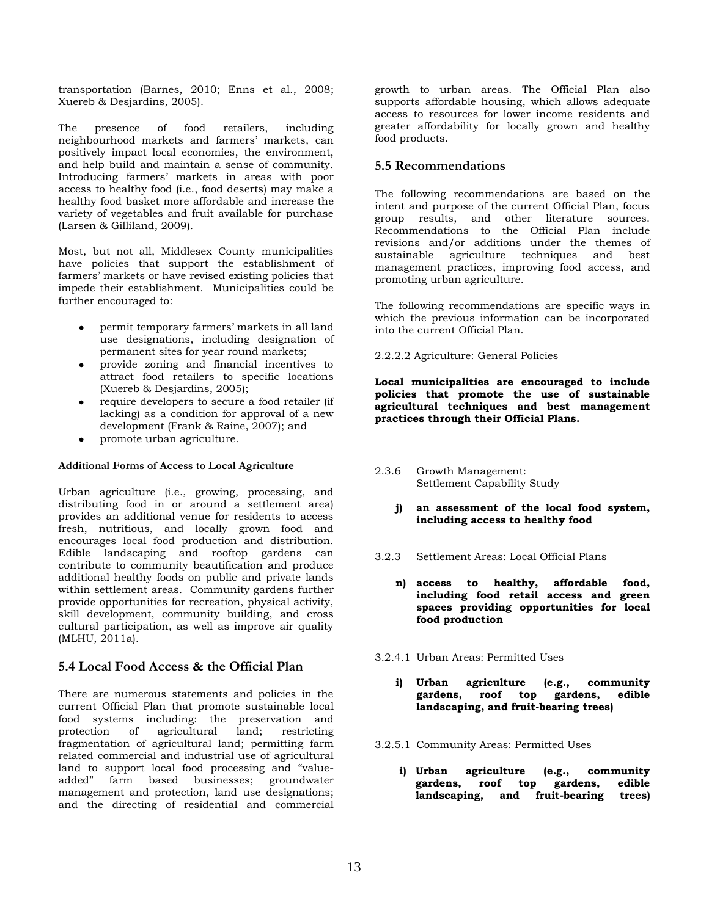transportation (Barnes, 2010; Enns et al., 2008; Xuereb & Desjardins, 2005).

The presence of food retailers, including neighbourhood markets and farmers' markets, can positively impact local economies, the environment, and help build and maintain a sense of community. Introducing farmers' markets in areas with poor access to healthy food (i.e., food deserts) may make a healthy food basket more affordable and increase the variety of vegetables and fruit available for purchase (Larsen & Gilliland, 2009).

Most, but not all, Middlesex County municipalities have policies that support the establishment of farmers' markets or have revised existing policies that impede their establishment. Municipalities could be further encouraged to:

- permit temporary farmers' markets in all land use designations, including designation of permanent sites for year round markets;
- provide zoning and financial incentives to attract food retailers to specific locations (Xuereb & Desjardins, 2005);
- require developers to secure a food retailer (if lacking) as a condition for approval of a new development (Frank & Raine, 2007); and
- promote urban agriculture.

**Additional Forms of Access to Local Agriculture**

Urban agriculture (i.e., growing, processing, and distributing food in or around a settlement area) provides an additional venue for residents to access fresh, nutritious, and locally grown food and encourages local food production and distribution. Edible landscaping and rooftop gardens can contribute to community beautification and produce additional healthy foods on public and private lands within settlement areas. Community gardens further provide opportunities for recreation, physical activity, skill development, community building, and cross cultural participation, as well as improve air quality (MLHU, 2011a).

## 5.4 Local Food Access & the Official Plan

There are numerous statements and policies in the current Official Plan that promote sustainable local food systems including: the preservation and protection of agricultural land; restricting fragmentation of agricultural land; permitting farm related commercial and industrial use of agricultural land to support local food processing and "value-added" farm based businesses; groundwater management and protection, land use designations; and the directing of residential and commercial growth to urban areas. The Official Plan also supports affordable housing, which allows adequate access to resources for lower income residents and greater affordability for locally grown and healthy food products.

## 5.5 Recommendations

The following recommendations are based on the intent and purpose of the current Official Plan, focus group results, and other literature sources. Recommendations to the Official Plan include revisions and/or additions under the themes of sustainable agriculture techniques and best management practices, improving food access, and promoting urban agriculture.

The following recommendations are specific ways in which the previous information can be incorporated into the current Official Plan.

2.2.2.2 Agriculture: General Policies

**Local municipalities are encouraged to include policies that promote the use of sustainable agricultural techniques and best management practices through their Official Plans.**

2.3.6 Growth Management: Settlement Capability Study

**j) an assessment of the local food system, including access to healthy food**

3.2.3 Settlement Areas: Local Official Plans

**n) access to healthy, affordable food, including food retail access and green spaces providing opportunities for local food production**

3.2.4.1 Urban Areas: Permitted Uses

**i) Urban agriculture (e.g., community gardens, roof top gardens, edible landscaping, and fruit-bearing trees)**

3.2.5.1 Community Areas: Permitted Uses

**i) Urban agriculture (e.g., community gardens, roof top gardens, edible landscaping, and fruit-bearing trees)**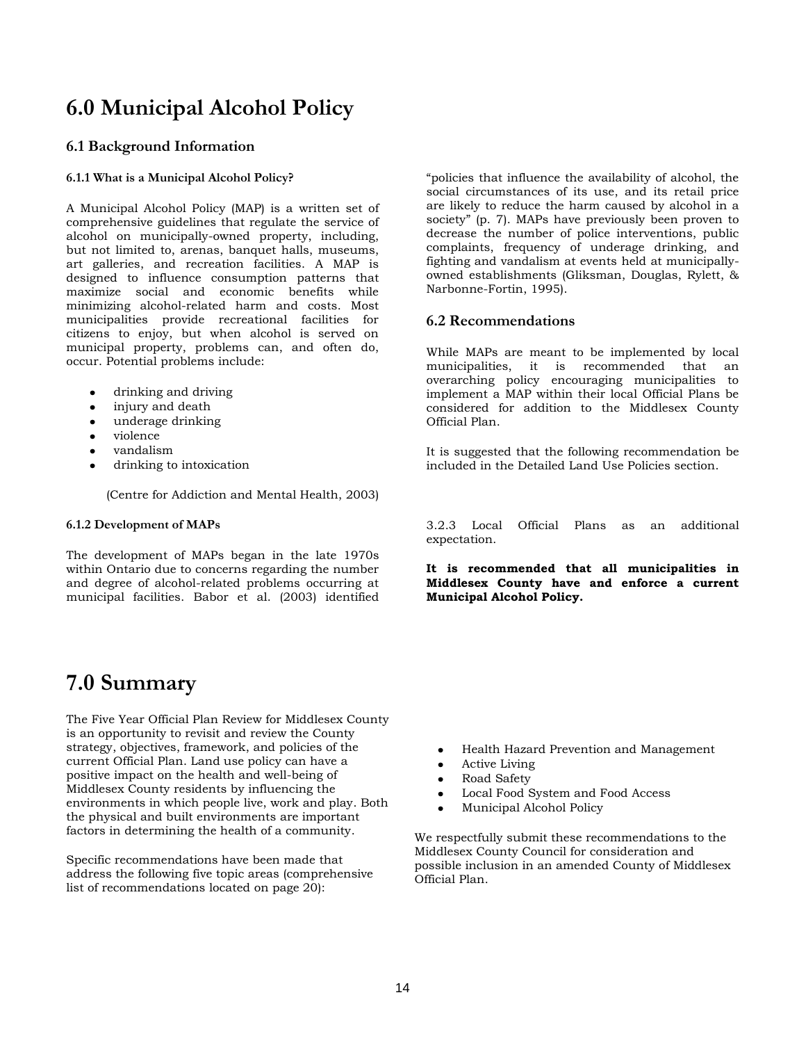# 6.0 Municipal Alcohol Policy

## 6.1 Background Information

#### 6.1.1 What is a Municipal Alcohol Policy?

A Municipal Alcohol Policy (MAP) is a written set of comprehensive guidelines that regulate the service of alcohol on municipally-owned property, including, but not limited to, arenas, banquet halls, museums, art galleries, and recreation facilities. A MAP is designed to influence consumption patterns that maximize social and economic benefits while minimizing alcohol-related harm and costs. Most municipalities provide recreational facilities for citizens to enjoy, but when alcohol is served on municipal property, problems can, and often do, occur. Potential problems include:

- drinking and driving
- injury and death
- underage drinking
- violence
- vandalism
- drinking to intoxication

(Centre for Addiction and Mental Health, 2003)

#### 6.1.2 Development of MAPs

The development of MAPs began in the late 1970s within Ontario due to concerns regarding the number and degree of alcohol-related problems occurring at municipal facilities. Babor et al. (2003) identified "policies that influence the availability of alcohol, the social circumstances of its use, and its retail price are likely to reduce the harm caused by alcohol in a society" (p. 7). MAPs have previously been proven to decrease the number of police interventions, public complaints, frequency of underage drinking, and fighting and vandalism at events held at municipally-owned establishments (Gliksman, Douglas, Rylett, & Narbonne-Fortin, 1995).

## 6.2 Recommendations

While MAPs are meant to be implemented by local municipalities, it is recommended that an overarching policy encouraging municipalities to implement a MAP within their local Official Plans be considered for addition to the Middlesex County Official Plan.

It is suggested that the following recommendation be included in the Detailed Land Use Policies section.

3.2.3 Local Official Plans as an additional expectation.

**It is recommended that all municipalities in Middlesex County have and enforce a current Municipal Alcohol Policy.**

# 7.0 Summary

The Five Year Official Plan Review for Middlesex County is an opportunity to revisit and review the County strategy, objectives, framework, and policies of the current Official Plan. Land use policy can have a positive impact on the health and well-being of Middlesex County residents by influencing the environments in which people live, work and play. Both the physical and built environments are important factors in determining the health of a community.

Specific recommendations have been made that address the following five topic areas (comprehensive list of recommendations located on page 20):

- Health Hazard Prevention and Management
- Active Living
- Road Safety
- Local Food System and Food Access
- Municipal Alcohol Policy

We respectfully submit these recommendations to the Middlesex County Council for consideration and possible inclusion in an amended County of Middlesex Official Plan.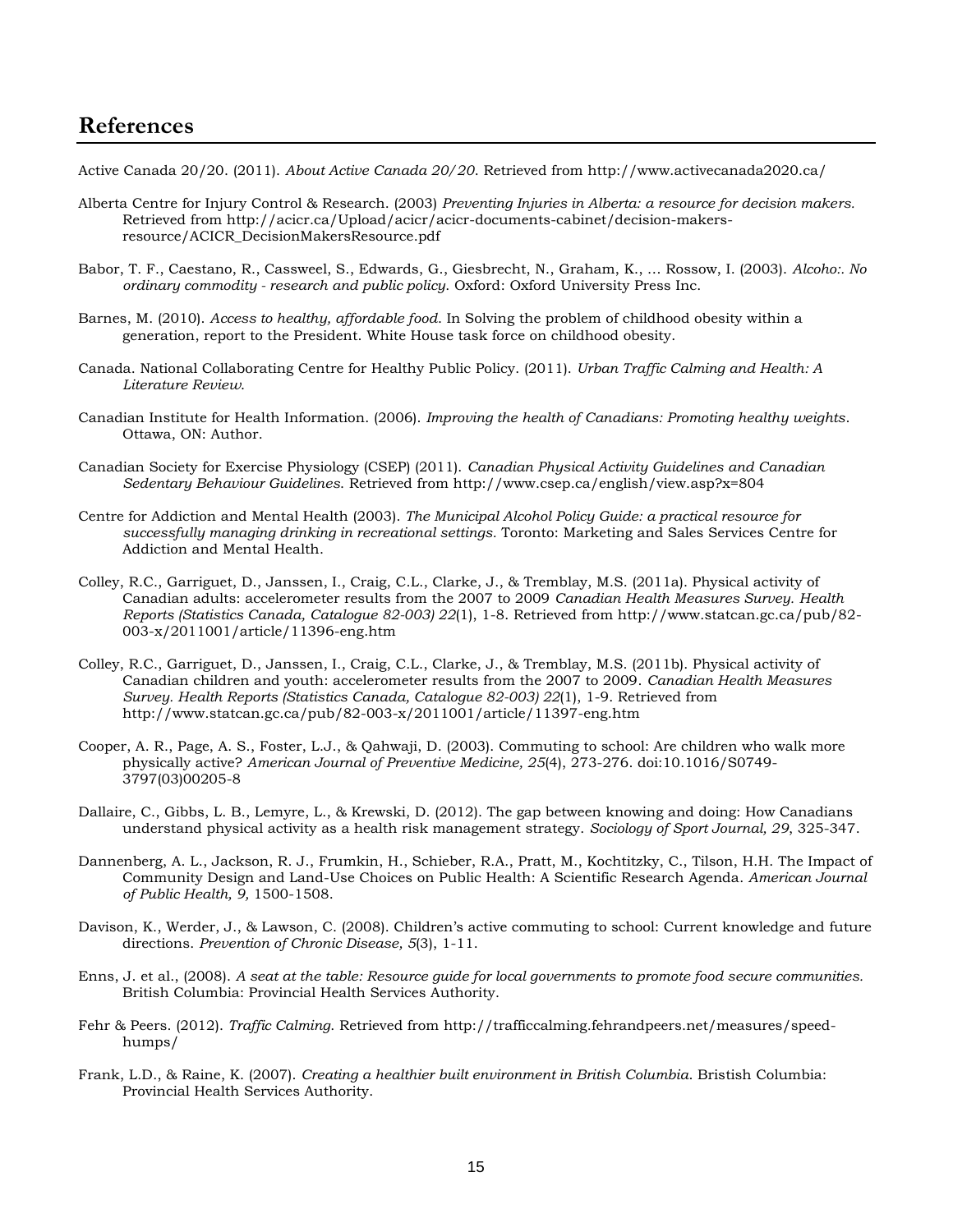## References

Active Canada 20/20. (2011). *About Active Canada 20/20*. Retrieved from http://www.activecanada2020.ca/

Alberta Centre for Injury Control & Research. (2003) *Preventing Injuries in Alberta: a resource for decision makers.* Retrieved from http://acicr.ca/Upload/acicr/acicr-documents-cabinet/decision-makers-resource/ACICR_DecisionMakersResource.pdf

Babor, T. F., Caestano, R., Cassweel, S., Edwards, G., Giesbrecht, N., Graham, K., … Rossow, I. (2003). *Alcoho:. No ordinary commodity - research and public policy*. Oxford: Oxford University Press Inc.

Barnes, M. (2010). *Access to healthy, affordable food*. In Solving the problem of childhood obesity within a generation, report to the President. White House task force on childhood obesity.

Canada. National Collaborating Centre for Healthy Public Policy. (2011). *Urban Traffic Calming and Health: A Literature Review*.

Canadian Institute for Health Information. (2006). *Improving the health of Canadians: Promoting healthy weights*. Ottawa, ON: Author.

Canadian Society for Exercise Physiology (CSEP) (2011). *Canadian Physical Activity Guidelines and Canadian Sedentary Behaviour Guidelines*. Retrieved from http://www.csep.ca/english/view.asp?x=804

Centre for Addiction and Mental Health (2003). *The Municipal Alcohol Policy Guide: a practical resource for successfully managing drinking in recreational settings.* Toronto: Marketing and Sales Services Centre for Addiction and Mental Health.

Colley, R.C., Garriguet, D., Janssen, I., Craig, C.L., Clarke, J., & Tremblay, M.S. (2011a). Physical activity of Canadian adults: accelerometer results from the 2007 to 2009 *Canadian Health Measures Survey. Health Reports (Statistics Canada, Catalogue 82-003) 22*(1), 1-8. Retrieved from http://www.statcan.gc.ca/pub/82-003-x/2011001/article/11396-eng.htm

Colley, R.C., Garriguet, D., Janssen, I., Craig, C.L., Clarke, J., & Tremblay, M.S. (2011b). Physical activity of Canadian children and youth: accelerometer results from the 2007 to 2009. *Canadian Health Measures Survey. Health Reports (Statistics Canada, Catalogue 82-003) 22*(1), 1-9. Retrieved from http://www.statcan.gc.ca/pub/82-003-x/2011001/article/11397-eng.htm

Cooper, A. R., Page, A. S., Foster, L.J., & Qahwaji, D. (2003). Commuting to school: Are children who walk more physically active? *American Journal of Preventive Medicine, 25*(4), 273-276. doi:10.1016/S0749-3797(03)00205-8

Dallaire, C., Gibbs, L. B., Lemyre, L., & Krewski, D. (2012). The gap between knowing and doing: How Canadians understand physical activity as a health risk management strategy. *Sociology of Sport Journal, 29*, 325-347.

Dannenberg, A. L., Jackson, R. J., Frumkin, H., Schieber, R.A., Pratt, M., Kochtitzky, C., Tilson, H.H. The Impact of Community Design and Land-Use Choices on Public Health: A Scientific Research Agenda. *American Journal of Public Health, 9,* 1500-1508.

Davison, K., Werder, J., & Lawson, C. (2008). Children's active commuting to school: Current knowledge and future directions. *Prevention of Chronic Disease, 5*(3), 1-11.

Enns, J. et al., (2008). *A seat at the table: Resource guide for local governments to promote food secure communities.* British Columbia: Provincial Health Services Authority.

Fehr & Peers. (2012). *Traffic Calming.* Retrieved from http://trafficcalming.fehrandpeers.net/measures/speed-humps/

Frank, L.D., & Raine, K. (2007). *Creating a healthier built environment in British Columbia*. Bristish Columbia: Provincial Health Services Authority.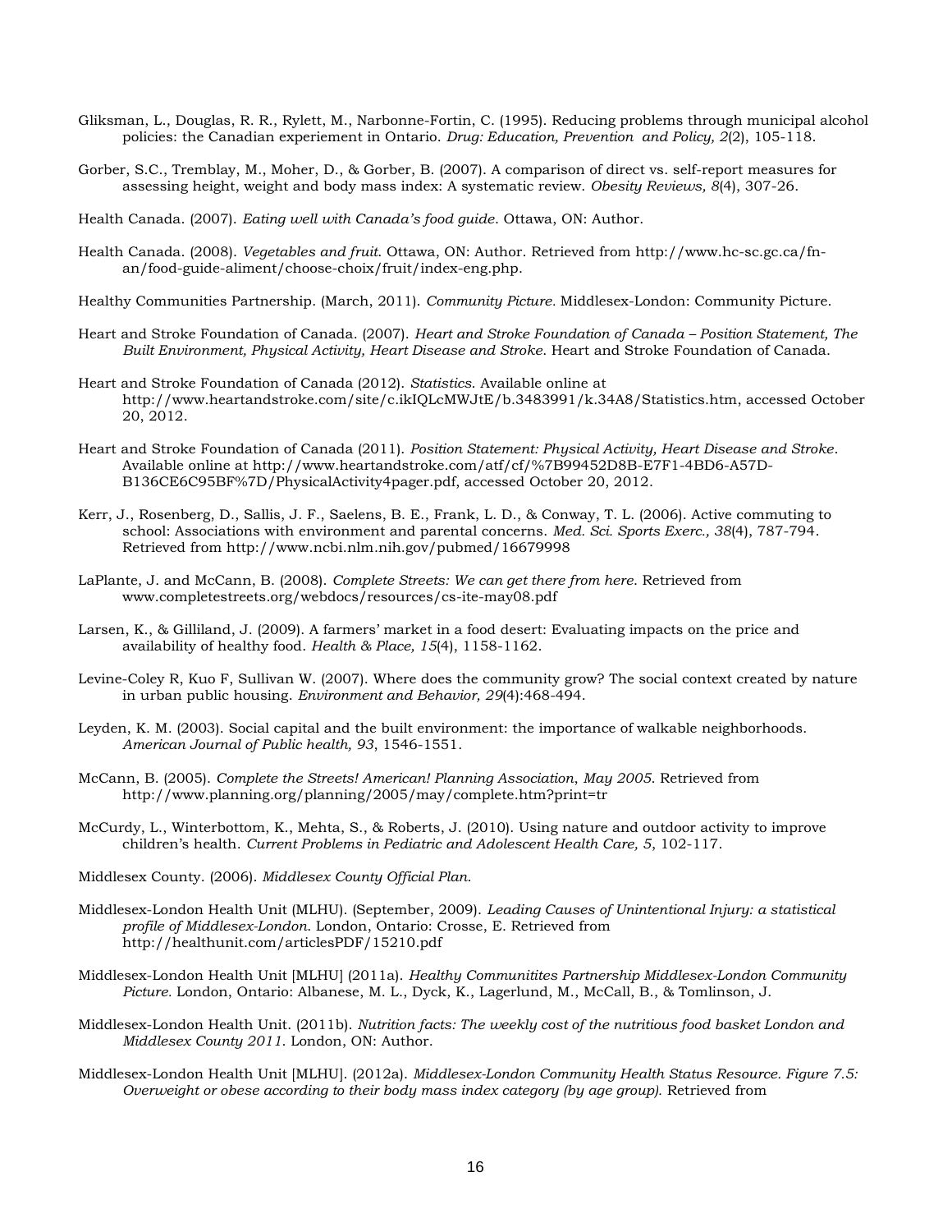Gliksman, L., Douglas, R. R., Rylett, M., Narbonne-Fortin, C. (1995). Reducing problems through municipal alcohol policies: the Canadian experiement in Ontario. *Drug: Education, Prevention and Policy, 2*(2), 105-118.

Gorber, S.C., Tremblay, M., Moher, D., & Gorber, B. (2007). A comparison of direct vs. self-report measures for assessing height, weight and body mass index: A systematic review. *Obesity Reviews, 8*(4), 307-26.

Health Canada. (2007). *Eating well with Canada's food guide.* Ottawa, ON: Author.

Health Canada. (2008). *Vegetables and fruit*. Ottawa, ON: Author. Retrieved from http://www.hc-sc.gc.ca/fn-an/food-guide-aliment/choose-choix/fruit/index-eng.php.

Healthy Communities Partnership. (March, 2011). *Community Picture*. Middlesex-London: Community Picture.

Heart and Stroke Foundation of Canada. (2007). *Heart and Stroke Foundation of Canada – Position Statement, The Built Environment, Physical Activity, Heart Disease and Stroke*. Heart and Stroke Foundation of Canada.

Heart and Stroke Foundation of Canada (2012). *Statistics*. Available online at http://www.heartandstroke.com/site/c.ikIQLcMWJtE/b.3483991/k.34A8/Statistics.htm, accessed October 20, 2012.

Heart and Stroke Foundation of Canada (2011). *Position Statement: Physical Activity, Heart Disease and Stroke*. Available online at http://www.heartandstroke.com/atf/cf/%7B99452D8B-E7F1-4BD6-A57D-B136CE6C95BF%7D/PhysicalActivity4pager.pdf, accessed October 20, 2012.

Kerr, J., Rosenberg, D., Sallis, J. F., Saelens, B. E., Frank, L. D., & Conway, T. L. (2006). Active commuting to school: Associations with environment and parental concerns. *Med. Sci. Sports Exerc., 38*(4), 787-794. Retrieved from http://www.ncbi.nlm.nih.gov/pubmed/16679998

LaPlante, J. and McCann, B. (2008). *Complete Streets: We can get there from here.* Retrieved from www.completestreets.org/webdocs/resources/cs-ite-may08.pdf

Larsen, K., & Gilliland, J. (2009). A farmers' market in a food desert: Evaluating impacts on the price and availability of healthy food. *Health & Place, 15*(4), 1158-1162.

Levine-Coley R, Kuo F, Sullivan W. (2007). Where does the community grow? The social context created by nature in urban public housing. *Environment and Behavior, 29*(4):468-494.

Leyden, K. M. (2003). Social capital and the built environment: the importance of walkable neighborhoods. *American Journal of Public health, 93*, 1546-1551.

McCann, B. (2005). *Complete the Streets! American! Planning Association*, *May 2005*. Retrieved from http://www.planning.org/planning/2005/may/complete.htm?print=tr

McCurdy, L., Winterbottom, K., Mehta, S., & Roberts, J. (2010). Using nature and outdoor activity to improve children's health. *Current Problems in Pediatric and Adolescent Health Care, 5*, 102-117.

Middlesex County. (2006). *Middlesex County Official Plan.*

Middlesex-London Health Unit (MLHU). (September, 2009). *Leading Causes of Unintentional Injury: a statistical profile of Middlesex-London.* London, Ontario: Crosse, E. Retrieved from http://healthunit.com/articlesPDF/15210.pdf

Middlesex-London Health Unit [MLHU] (2011a). *Healthy Communitites Partnership Middlesex-London Community Picture.* London, Ontario: Albanese, M. L., Dyck, K., Lagerlund, M., McCall, B., & Tomlinson, J.

Middlesex-London Health Unit. (2011b). *Nutrition facts: The weekly cost of the nutritious food basket London and Middlesex County 2011.* London, ON: Author.

Middlesex-London Health Unit [MLHU]. (2012a). *Middlesex-London Community Health Status Resource. Figure 7.5: Overweight or obese according to their body mass index category (by age group).* Retrieved from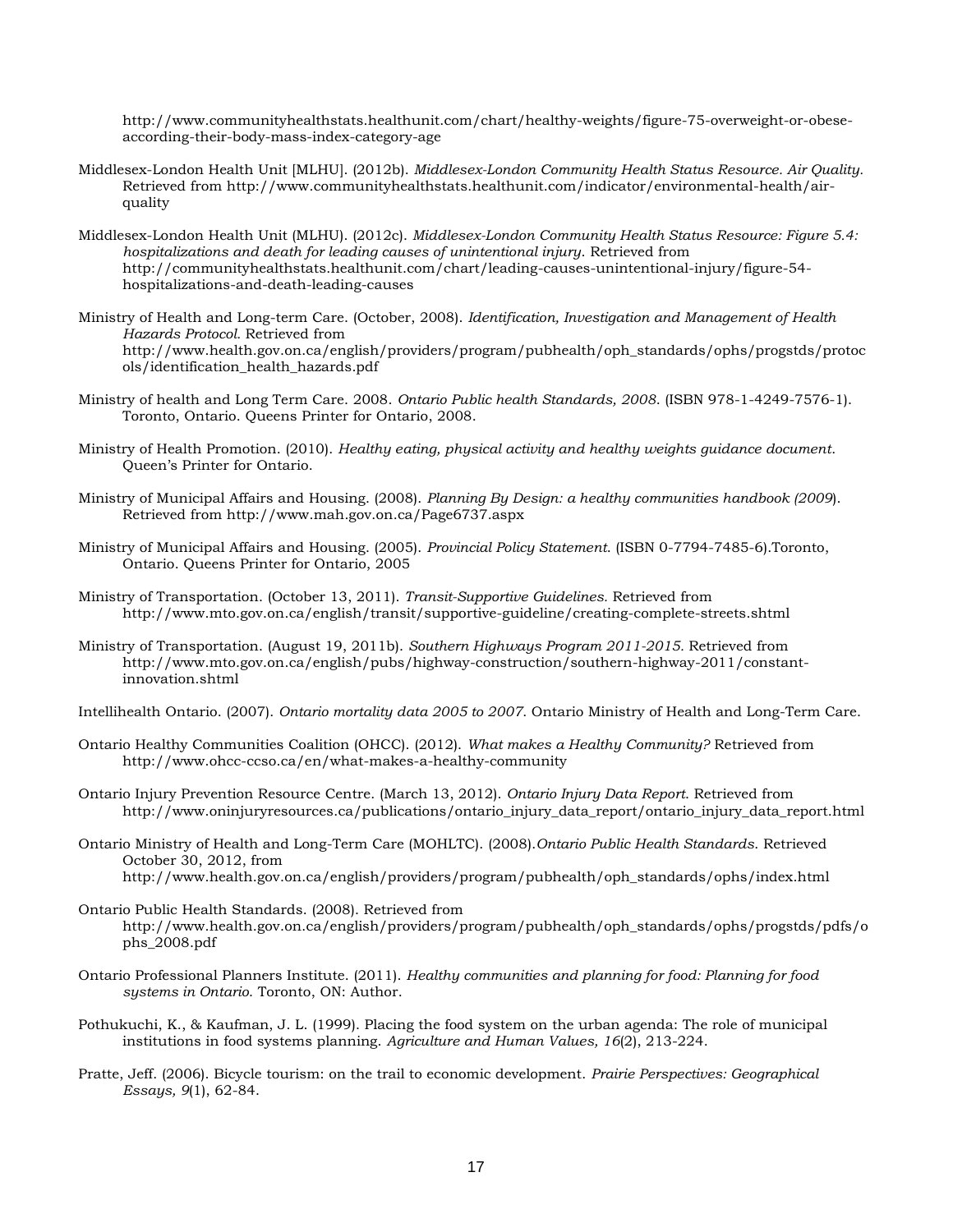http://www.communityhealthstats.healthunit.com/chart/healthy-weights/figure-75-overweight-or-obese-according-their-body-mass-index-category-age

Middlesex-London Health Unit [MLHU]. (2012b). *Middlesex-London Community Health Status Resource. Air Quality.* Retrieved from http://www.communityhealthstats.healthunit.com/indicator/environmental-health/air-quality

Middlesex-London Health Unit (MLHU). (2012c). *Middlesex-London Community Health Status Resource: Figure 5.4: hospitalizations and death for leading causes of unintentional injury*. Retrieved from http://communityhealthstats.healthunit.com/chart/leading-causes-unintentional-injury/figure-54-hospitalizations-and-death-leading-causes

Ministry of Health and Long-term Care. (October, 2008). *Identification, Investigation and Management of Health Hazards Protocol.* Retrieved from http://www.health.gov.on.ca/english/providers/program/pubhealth/oph_standards/ophs/progstds/protocols/identification_health_hazards.pdf

Ministry of health and Long Term Care. 2008. *Ontario Public health Standards, 2008*. (ISBN 978-1-4249-7576-1). Toronto, Ontario. Queens Printer for Ontario, 2008.

Ministry of Health Promotion. (2010). *Healthy eating, physical activity and healthy weights guidance document*. Queen's Printer for Ontario.

Ministry of Municipal Affairs and Housing. (2008). *Planning By Design: a healthy communities handbook (2009*). Retrieved from http://www.mah.gov.on.ca/Page6737.aspx

Ministry of Municipal Affairs and Housing. (2005). *Provincial Policy Statement*. (ISBN 0-7794-7485-6).Toronto, Ontario. Queens Printer for Ontario, 2005

Ministry of Transportation. (October 13, 2011). *Transit-Supportive Guidelines.* Retrieved from http://www.mto.gov.on.ca/english/transit/supportive-guideline/creating-complete-streets.shtml

Ministry of Transportation. (August 19, 2011b). *Southern Highways Program 2011-2015.* Retrieved from http://www.mto.gov.on.ca/english/pubs/highway-construction/southern-highway-2011/constant-innovation.shtml

Intellihealth Ontario. (2007). *Ontario mortality data 2005 to 2007*. Ontario Ministry of Health and Long-Term Care.

Ontario Healthy Communities Coalition (OHCC). (2012). *What makes a Healthy Community?* Retrieved from http://www.ohcc-ccso.ca/en/what-makes-a-healthy-community

Ontario Injury Prevention Resource Centre. (March 13, 2012). *Ontario Injury Data Report*. Retrieved from http://www.oninjuryresources.ca/publications/ontario_injury_data_report/ontario_injury_data_report.html

Ontario Ministry of Health and Long-Term Care (MOHLTC). (2008).*Ontario Public Health Standards.* Retrieved October 30, 2012, from http://www.health.gov.on.ca/english/providers/program/pubhealth/oph_standards/ophs/index.html

Ontario Public Health Standards. (2008). Retrieved from http://www.health.gov.on.ca/english/providers/program/pubhealth/oph_standards/ophs/progstds/pdfs/ophs_2008.pdf

Ontario Professional Planners Institute. (2011). *Healthy communities and planning for food: Planning for food systems in Ontario.* Toronto, ON: Author.

Pothukuchi, K., & Kaufman, J. L. (1999). Placing the food system on the urban agenda: The role of municipal institutions in food systems planning. *Agriculture and Human Values, 16*(2), 213-224.

Pratte, Jeff. (2006). Bicycle tourism: on the trail to economic development. *Prairie Perspectives: Geographical Essays, 9*(1), 62-84.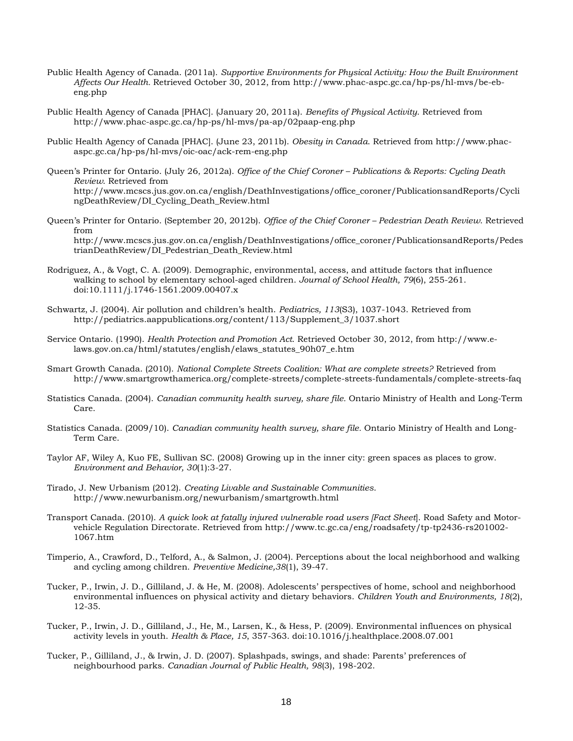Public Health Agency of Canada. (2011a). *Supportive Environments for Physical Activity: How the Built Environment Affects Our Health.* Retrieved October 30, 2012, from http://www.phac-aspc.gc.ca/hp-ps/hl-mvs/be-eb-eng.php

Public Health Agency of Canada [PHAC]. (January 20, 2011a). *Benefits of Physical Activity*. Retrieved from http://www.phac-aspc.gc.ca/hp-ps/hl-mvs/pa-ap/02paap-eng.php

Public Health Agency of Canada [PHAC]. (June 23, 2011b). *Obesity in Canada*. Retrieved from http://www.phac-aspc.gc.ca/hp-ps/hl-mvs/oic-oac/ack-rem-eng.php

Queen's Printer for Ontario. (July 26, 2012a). *Office of the Chief Coroner – Publications & Reports: Cycling Death Review*. Retrieved from http://www.mcscs.jus.gov.on.ca/english/DeathInvestigations/office_coroner/PublicationsandReports/CyclingDeathReview/DI_Cycling_Death_Review.html

Queen's Printer for Ontario. (September 20, 2012b). *Office of the Chief Coroner – Pedestrian Death Review*. Retrieved from http://www.mcscs.jus.gov.on.ca/english/DeathInvestigations/office_coroner/PublicationsandReports/PedestrianDeathReview/DI_Pedestrian_Death_Review.html

Rodriguez, A., & Vogt, C. A. (2009). Demographic, environmental, access, and attitude factors that influence walking to school by elementary school-aged children. *Journal of School Health, 79*(6), 255-261. doi:10.1111/j.1746-1561.2009.00407.x

Schwartz, J. (2004). Air pollution and children's health. *Pediatrics, 113*(S3), 1037-1043. Retrieved from http://pediatrics.aappublications.org/content/113/Supplement_3/1037.short

Service Ontario. (1990). *Health Protection and Promotion Act*. Retrieved October 30, 2012, from http://www.e-laws.gov.on.ca/html/statutes/english/elaws_statutes_90h07_e.htm

Smart Growth Canada. (2010). *National Complete Streets Coalition: What are complete streets?* Retrieved from http://www.smartgrowthamerica.org/complete-streets/complete-streets-fundamentals/complete-streets-faq

Statistics Canada. (2004). *Canadian community health survey, share file*. Ontario Ministry of Health and Long-Term Care.

Statistics Canada. (2009/10). *Canadian community health survey, share file*. Ontario Ministry of Health and Long-Term Care.

Taylor AF, Wiley A, Kuo FE, Sullivan SC. (2008) Growing up in the inner city: green spaces as places to grow. *Environment and Behavior, 30*(1):3-27.

Tirado, J. New Urbanism (2012). *Creating Livable and Sustainable Communities*. http://www.newurbanism.org/newurbanism/smartgrowth.html

Transport Canada. (2010). *A quick look at fatally injured vulnerable road users [Fact Sheet*]. Road Safety and Motor-vehicle Regulation Directorate. Retrieved from http://www.tc.gc.ca/eng/roadsafety/tp-tp2436-rs201002-1067.htm

Timperio, A., Crawford, D., Telford, A., & Salmon, J. (2004). Perceptions about the local neighborhood and walking and cycling among children. *Preventive Medicine,38*(1), 39-47.

Tucker, P., Irwin, J. D., Gilliland, J. & He, M. (2008). Adolescents' perspectives of home, school and neighborhood environmental influences on physical activity and dietary behaviors. *Children Youth and Environments, 18*(2), 12-35.

Tucker, P., Irwin, J. D., Gilliland, J., He, M., Larsen, K., & Hess, P. (2009). Environmental influences on physical activity levels in youth. *Health & Place, 15*, 357-363. doi:10.1016/j.healthplace.2008.07.001

Tucker, P., Gilliland, J., & Irwin, J. D. (2007). Splashpads, swings, and shade: Parents' preferences of neighbourhood parks. *Canadian Journal of Public Health, 98*(3), 198-202.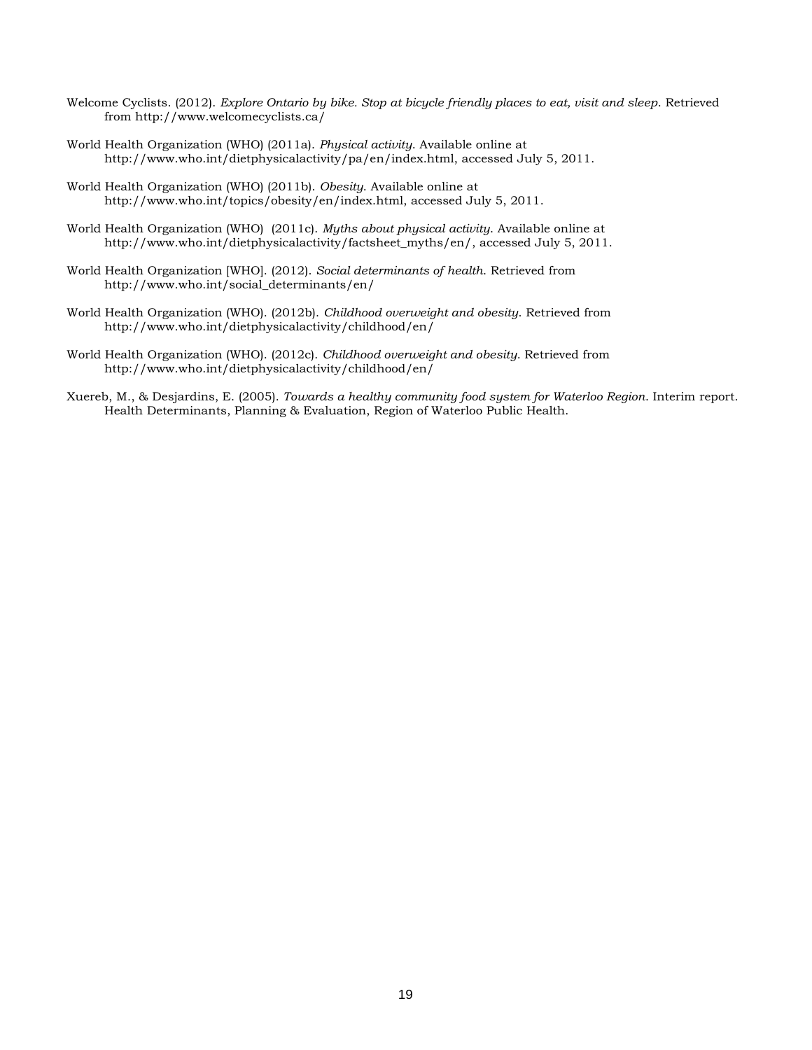Welcome Cyclists. (2012). *Explore Ontario by bike. Stop at bicycle friendly places to eat, visit and sleep*. Retrieved from http://www.welcomecyclists.ca/

World Health Organization (WHO) (2011a). *Physical activity*. Available online at http://www.who.int/dietphysicalactivity/pa/en/index.html, accessed July 5, 2011.

World Health Organization (WHO) (2011b). *Obesity*. Available online at http://www.who.int/topics/obesity/en/index.html, accessed July 5, 2011.

World Health Organization (WHO) (2011c). *Myths about physical activity*. Available online at http://www.who.int/dietphysicalactivity/factsheet_myths/en/, accessed July 5, 2011.

World Health Organization [WHO]. (2012). *Social determinants of health*. Retrieved from http://www.who.int/social_determinants/en/

World Health Organization (WHO). (2012b). *Childhood overweight and obesity*. Retrieved from http://www.who.int/dietphysicalactivity/childhood/en/

World Health Organization (WHO). (2012c). *Childhood overweight and obesity*. Retrieved from http://www.who.int/dietphysicalactivity/childhood/en/

Xuereb, M., & Desjardins, E. (2005). *Towards a healthy community food system for Waterloo Region*. Interim report. Health Determinants, Planning & Evaluation, Region of Waterloo Public Health.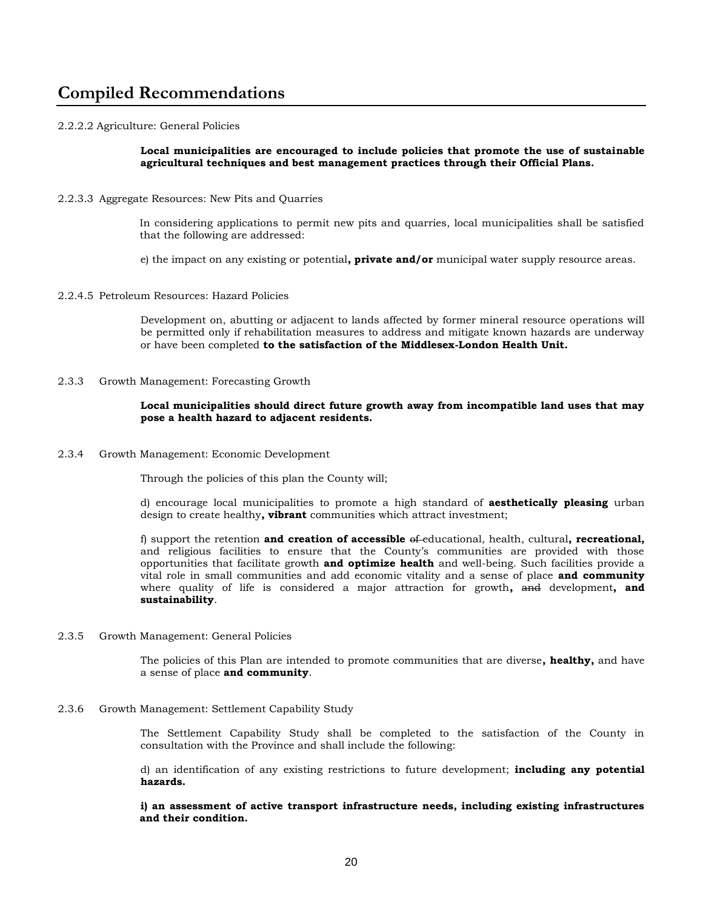# Compiled Recommendations

2.2.2.2 Agriculture: General Policies

**Local municipalities are encouraged to include policies that promote the use of sustainable agricultural techniques and best management practices through their Official Plans.**

2.2.3.3 Aggregate Resources: New Pits and Quarries

In considering applications to permit new pits and quarries, local municipalities shall be satisfied that the following are addressed:

e) the impact on any existing or potential**, private and/or** municipal water supply resource areas.

2.2.4.5 Petroleum Resources: Hazard Policies

Development on, abutting or adjacent to lands affected by former mineral resource operations will be permitted only if rehabilitation measures to address and mitigate known hazards are underway or have been completed **to the satisfaction of the Middlesex-London Health Unit.**

2.3.3 Growth Management: Forecasting Growth

**Local municipalities should direct future growth away from incompatible land uses that may pose a health hazard to adjacent residents.**

2.3.4 Growth Management: Economic Development

Through the policies of this plan the County will;

d) encourage local municipalities to promote a high standard of **aesthetically pleasing** urban design to create healthy**, vibrant** communities which attract investment;

f) support the retention **and creation of accessible** ~~of~~ educational, health, cultural**, recreational,** and religious facilities to ensure that the County's communities are provided with those opportunities that facilitate growth **and optimize health** and well-being. Such facilities provide a vital role in small communities and add economic vitality and a sense of place **and community** where quality of life is considered a major attraction for growth**,** ~~and~~ development**, and sustainability**.

2.3.5 Growth Management: General Policies

The policies of this Plan are intended to promote communities that are diverse**, healthy,** and have a sense of place **and community**.

2.3.6 Growth Management: Settlement Capability Study

The Settlement Capability Study shall be completed to the satisfaction of the County in consultation with the Province and shall include the following:

d) an identification of any existing restrictions to future development; **including any potential hazards.**

**i) an assessment of active transport infrastructure needs, including existing infrastructures and their condition.**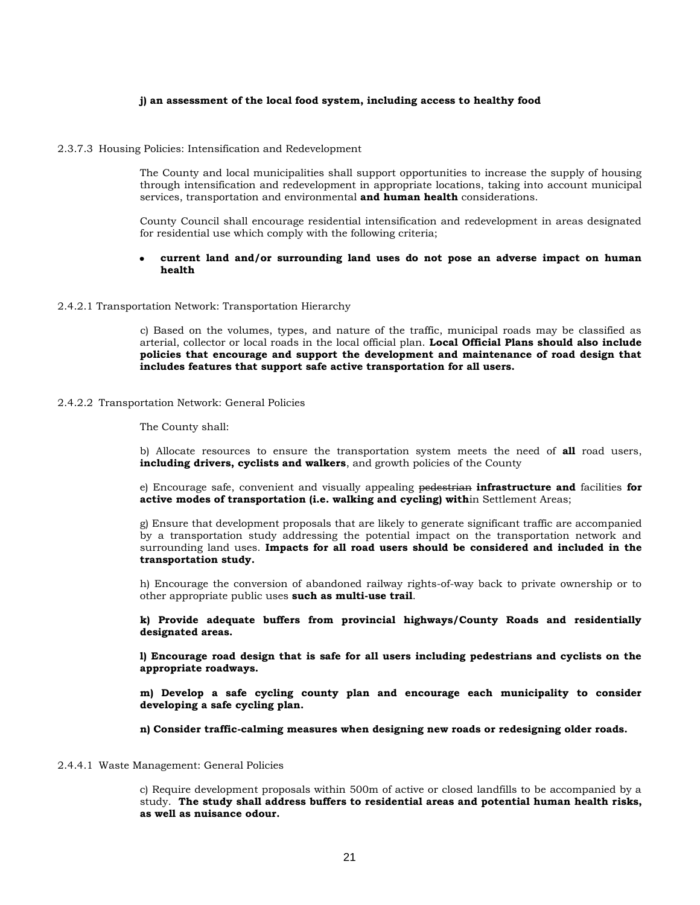**j) an assessment of the local food system, including access to healthy food**

2.3.7.3 Housing Policies: Intensification and Redevelopment

The County and local municipalities shall support opportunities to increase the supply of housing through intensification and redevelopment in appropriate locations, taking into account municipal services, transportation and environmental **and human health** considerations.

County Council shall encourage residential intensification and redevelopment in areas designated for residential use which comply with the following criteria;

- **current land and/or surrounding land uses do not pose an adverse impact on human health**

2.4.2.1 Transportation Network: Transportation Hierarchy

c) Based on the volumes, types, and nature of the traffic, municipal roads may be classified as arterial, collector or local roads in the local official plan. **Local Official Plans should also include policies that encourage and support the development and maintenance of road design that includes features that support safe active transportation for all users.**

2.4.2.2 Transportation Network: General Policies

The County shall:

b) Allocate resources to ensure the transportation system meets the need of **all** road users, **including drivers, cyclists and walkers**, and growth policies of the County

e) Encourage safe, convenient and visually appealing ~~pedestrian~~ **infrastructure and** facilities **for active modes of transportation (i.e. walking and cycling) with**in Settlement Areas;

g) Ensure that development proposals that are likely to generate significant traffic are accompanied by a transportation study addressing the potential impact on the transportation network and surrounding land uses. **Impacts for all road users should be considered and included in the transportation study.**

h) Encourage the conversion of abandoned railway rights-of-way back to private ownership or to other appropriate public uses **such as multi-use trail**.

**k) Provide adequate buffers from provincial highways/County Roads and residentially designated areas.**

**l) Encourage road design that is safe for all users including pedestrians and cyclists on the appropriate roadways.**

**m) Develop a safe cycling county plan and encourage each municipality to consider developing a safe cycling plan.**

**n) Consider traffic-calming measures when designing new roads or redesigning older roads.**

2.4.4.1 Waste Management: General Policies

c) Require development proposals within 500m of active or closed landfills to be accompanied by a study. **The study shall address buffers to residential areas and potential human health risks, as well as nuisance odour.**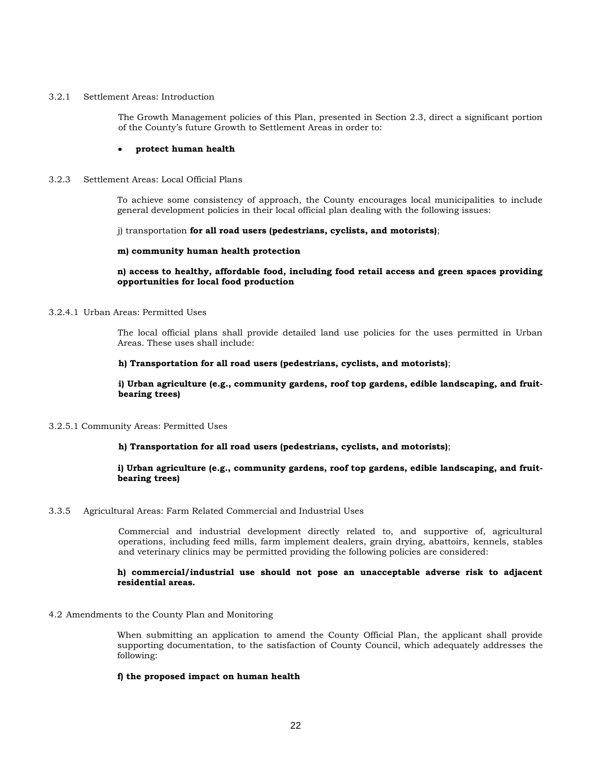3.2.1 Settlement Areas: Introduction

The Growth Management policies of this Plan, presented in Section 2.3, direct a significant portion of the County's future Growth to Settlement Areas in order to:

- **protect human health**

3.2.3 Settlement Areas: Local Official Plans

To achieve some consistency of approach, the County encourages local municipalities to include general development policies in their local official plan dealing with the following issues:

j) transportation **for all road users (pedestrians, cyclists, and motorists)**;

**m) community human health protection**

**n) access to healthy, affordable food, including food retail access and green spaces providing opportunities for local food production**

3.2.4.1 Urban Areas: Permitted Uses

The local official plans shall provide detailed land use policies for the uses permitted in Urban Areas. These uses shall include:

**h) Transportation for all road users (pedestrians, cyclists, and motorists)**;

**i) Urban agriculture (e.g., community gardens, roof top gardens, edible landscaping, and fruit-bearing trees)**

3.2.5.1 Community Areas: Permitted Uses

**h) Transportation for all road users (pedestrians, cyclists, and motorists)**;

**i) Urban agriculture (e.g., community gardens, roof top gardens, edible landscaping, and fruit-bearing trees)**

3.3.5 Agricultural Areas: Farm Related Commercial and Industrial Uses

Commercial and industrial development directly related to, and supportive of, agricultural operations, including feed mills, farm implement dealers, grain drying, abattoirs, kennels, stables and veterinary clinics may be permitted providing the following policies are considered:

**h) commercial/industrial use should not pose an unacceptable adverse risk to adjacent residential areas.**

4.2 Amendments to the County Plan and Monitoring

When submitting an application to amend the County Official Plan, the applicant shall provide supporting documentation, to the satisfaction of County Council, which adequately addresses the following:

**f) the proposed impact on human health**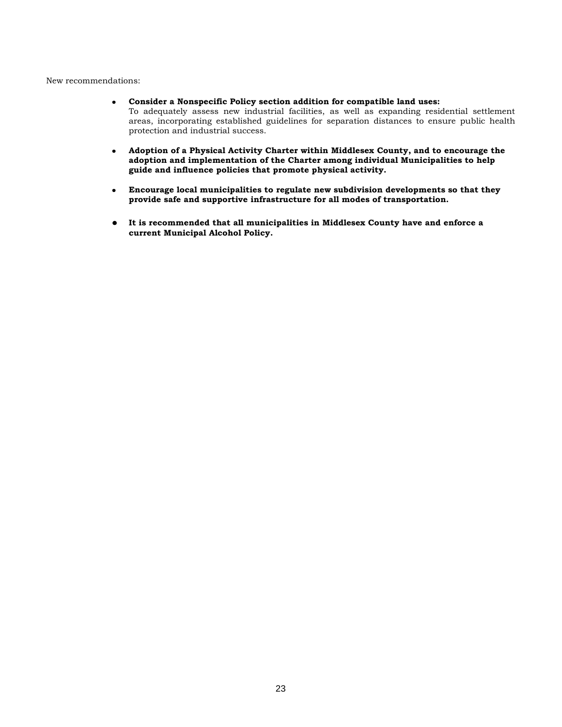New recommendations:

- **Consider a Nonspecific Policy section addition for compatible land uses:**
  To adequately assess new industrial facilities, as well as expanding residential settlement areas, incorporating established guidelines for separation distances to ensure public health protection and industrial success.

- **Adoption of a Physical Activity Charter within Middlesex County, and to encourage the adoption and implementation of the Charter among individual Municipalities to help guide and influence policies that promote physical activity.**

- **Encourage local municipalities to regulate new subdivision developments so that they provide safe and supportive infrastructure for all modes of transportation.**

- **It is recommended that all municipalities in Middlesex County have and enforce a current Municipal Alcohol Policy.**